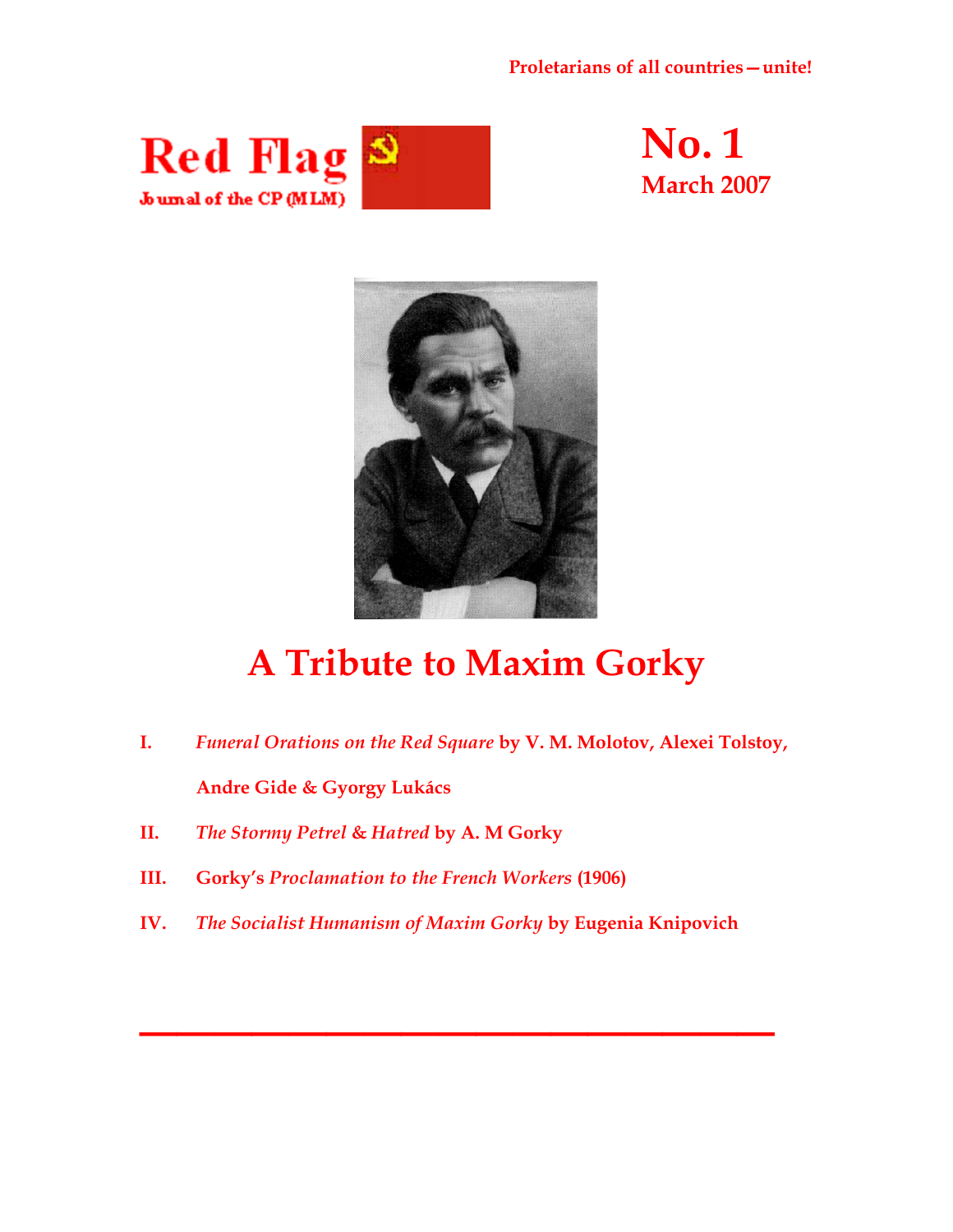Proletarians of all countries – unite!

**Red Flag**

Journal of the CP (MLM)

**No. 1**

**March 2007**

# A Tribute to Maxim Gorky

I. *Funeral Orations on the Red Square* by V. M. Molotov, Alexei Tolstoy, Andre Gide & Gyorgy Lukács

II. *The Stormy Petrel* & *Hatred* by A. M Gorky

III. Gorky's *Proclamation to the French Workers* (1906)

IV. *The Socialist Humanism of Maxim Gorky* by Eugenia Knipovich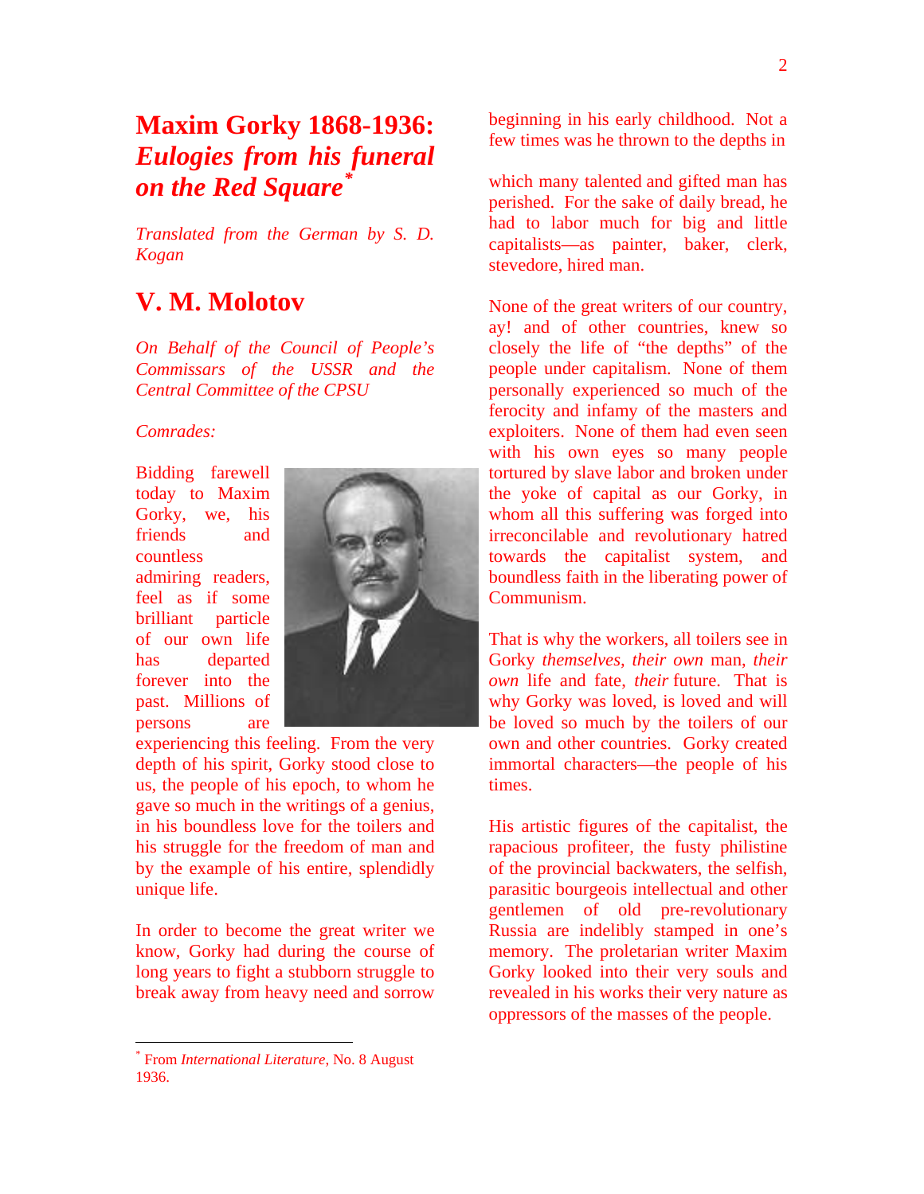# Maxim Gorky 1868-1936: *Eulogies from his funeral on the Red Square*[*]

*Translated from the German by S. D. Kogan*

## V. M. Molotov

*On Behalf of the Council of People's Commissars of the USSR and the Central Committee of the CPSU*

*Comrades:*

Bidding farewell today to Maxim Gorky, we, his friends and countless admiring readers, feel as if some brilliant particle of our own life has departed forever into the past. Millions of persons are experiencing this feeling. From the very depth of his spirit, Gorky stood close to us, the people of his epoch, to whom he gave so much in the writings of a genius, in his boundless love for the toilers and his struggle for the freedom of man and by the example of his entire, splendidly unique life.

In order to become the great writer we know, Gorky had during the course of long years to fight a stubborn struggle to break away from heavy need and sorrow beginning in his early childhood. Not a few times was he thrown to the depths in which many talented and gifted man has perished. For the sake of daily bread, he had to labor much for big and little capitalists—as painter, baker, clerk, stevedore, hired man.

None of the great writers of our country, ay! and of other countries, knew so closely the life of "the depths" of the people under capitalism. None of them personally experienced so much of the ferocity and infamy of the masters and exploiters. None of them had even seen with his own eyes so many people tortured by slave labor and broken under the yoke of capital as our Gorky, in whom all this suffering was forged into irreconcilable and revolutionary hatred towards the capitalist system, and boundless faith in the liberating power of Communism.

That is why the workers, all toilers see in Gorky *themselves*, *their own* man, *their own* life and fate, *their* future. That is why Gorky was loved, is loved and will be loved so much by the toilers of our own and other countries. Gorky created immortal characters—the people of his times.

His artistic figures of the capitalist, the rapacious profiteer, the fusty philistine of the provincial backwaters, the selfish, parasitic bourgeois intellectual and other gentlemen of old pre-revolutionary Russia are indelibly stamped in one's memory. The proletarian writer Maxim Gorky looked into their very souls and revealed in his works their very nature as oppressors of the masses of the people.

---

[*] From *International Literature*, No. 8 August 1936.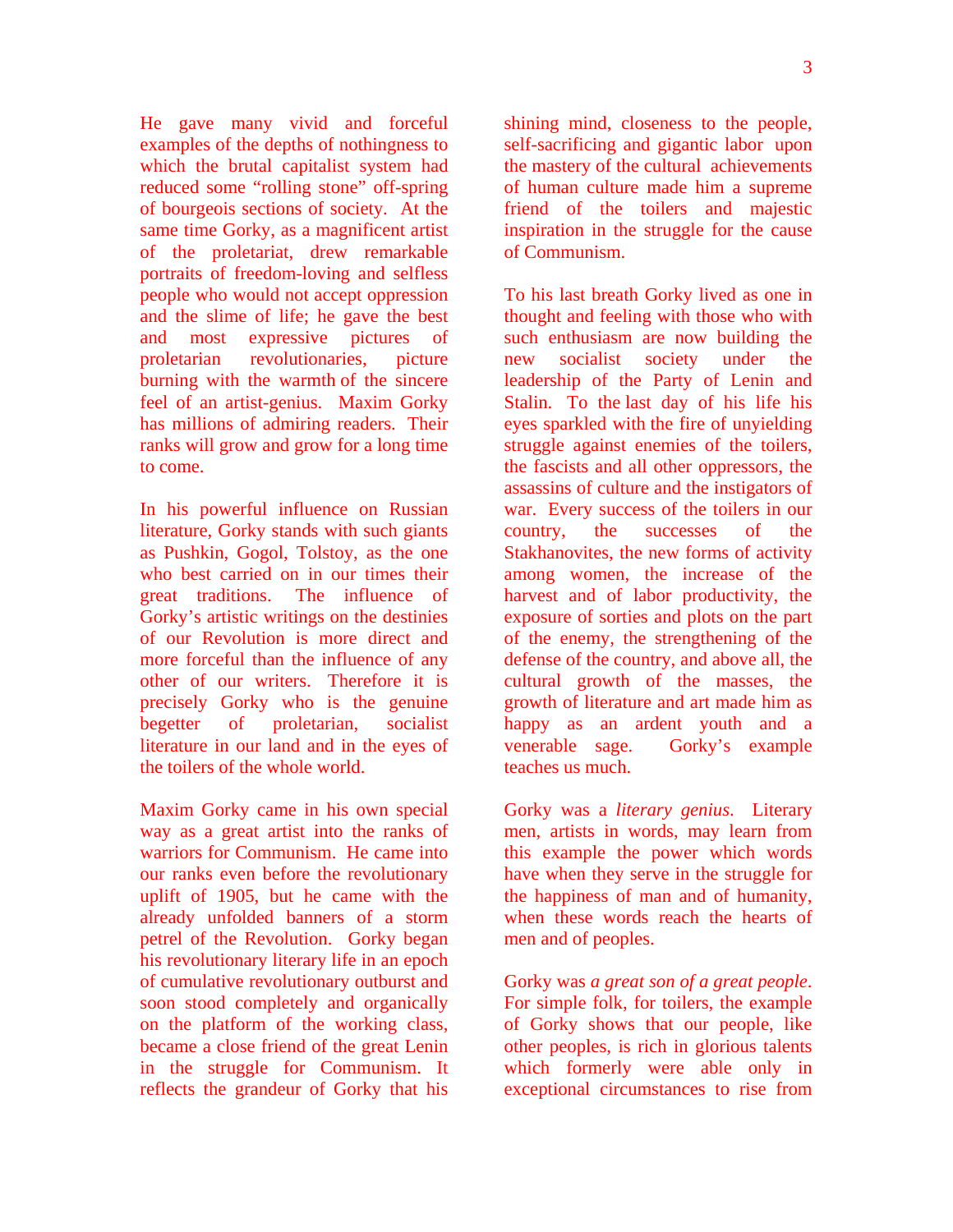He gave many vivid and forceful examples of the depths of nothingness to which the brutal capitalist system had reduced some "rolling stone" off-spring of bourgeois sections of society. At the same time Gorky, as a magnificent artist of the proletariat, drew remarkable portraits of freedom-loving and selfless people who would not accept oppression and the slime of life; he gave the best and most expressive pictures of proletarian revolutionaries, picture burning with the warmth of the sincere feel of an artist-genius. Maxim Gorky has millions of admiring readers. Their ranks will grow and grow for a long time to come.

In his powerful influence on Russian literature, Gorky stands with such giants as Pushkin, Gogol, Tolstoy, as the one who best carried on in our times their great traditions. The influence of Gorky's artistic writings on the destinies of our Revolution is more direct and more forceful than the influence of any other of our writers. Therefore it is precisely Gorky who is the genuine begetter of proletarian, socialist literature in our land and in the eyes of the toilers of the whole world.

Maxim Gorky came in his own special way as a great artist into the ranks of warriors for Communism. He came into our ranks even before the revolutionary uplift of 1905, but he came with the already unfolded banners of a storm petrel of the Revolution. Gorky began his revolutionary literary life in an epoch of cumulative revolutionary outburst and soon stood completely and organically on the platform of the working class, became a close friend of the great Lenin in the struggle for Communism. It reflects the grandeur of Gorky that his shining mind, closeness to the people, self-sacrificing and gigantic labor upon the mastery of the cultural achievements of human culture made him a supreme friend of the toilers and majestic inspiration in the struggle for the cause of Communism.

To his last breath Gorky lived as one in thought and feeling with those who with such enthusiasm are now building the new socialist society under the leadership of the Party of Lenin and Stalin. To the last day of his life his eyes sparkled with the fire of unyielding struggle against enemies of the toilers, the fascists and all other oppressors, the assassins of culture and the instigators of war. Every success of the toilers in our country, the successes of the Stakhanovites, the new forms of activity among women, the increase of the harvest and of labor productivity, the exposure of sorties and plots on the part of the enemy, the strengthening of the defense of the country, and above all, the cultural growth of the masses, the growth of literature and art made him as happy as an ardent youth and a venerable sage. Gorky's example teaches us much.

Gorky was a *literary genius*. Literary men, artists in words, may learn from this example the power which words have when they serve in the struggle for the happiness of man and of humanity, when these words reach the hearts of men and of peoples.

Gorky was *a great son of a great people*. For simple folk, for toilers, the example of Gorky shows that our people, like other peoples, is rich in glorious talents which formerly were able only in exceptional circumstances to rise from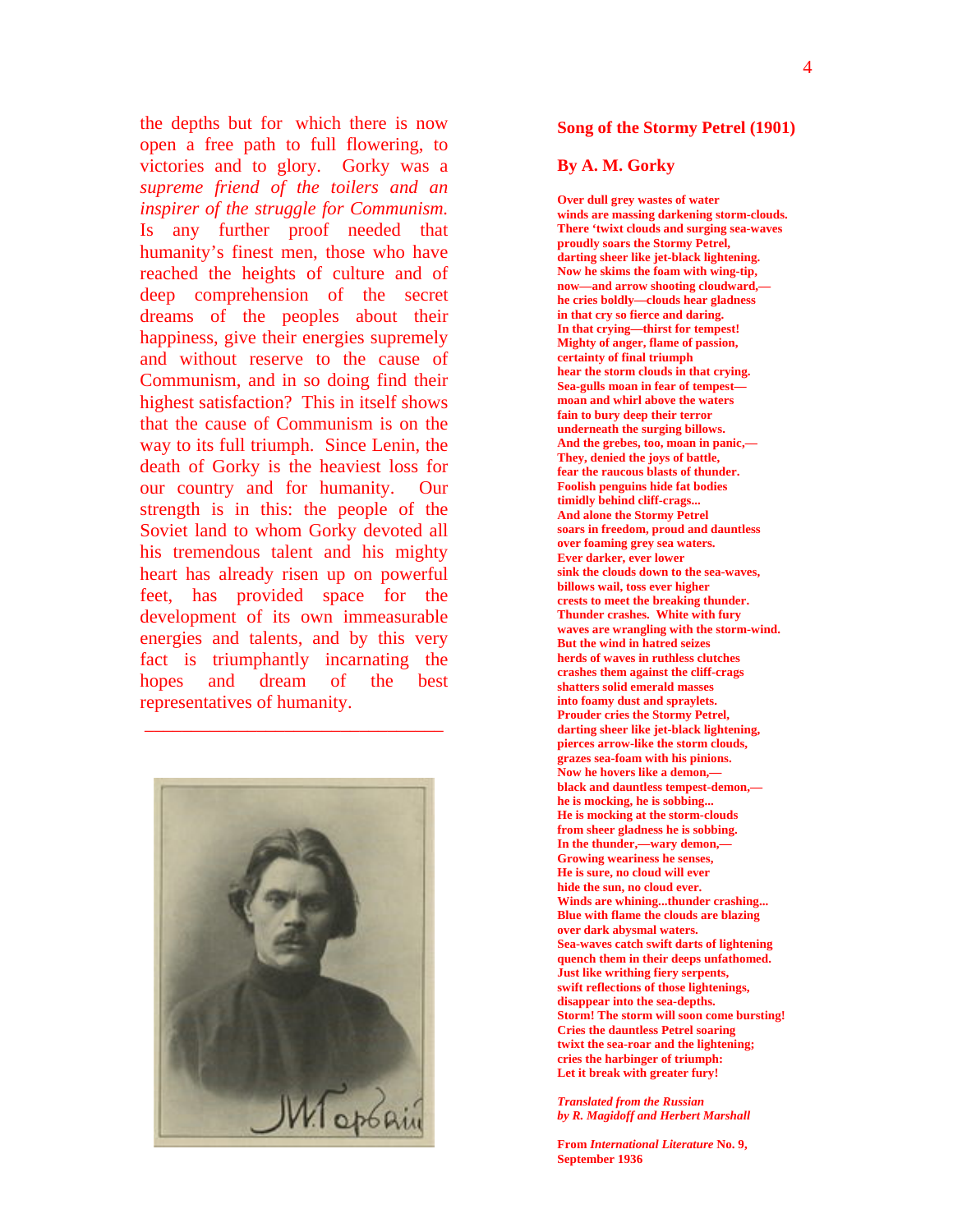the depths but for which there is now open a free path to full flowering, to victories and to glory. Gorky was a *supreme friend of the toilers and an inspirer of the struggle for Communism.* Is any further proof needed that humanity's finest men, those who have reached the heights of culture and of deep comprehension of the secret dreams of the peoples about their happiness, give their energies supremely and without reserve to the cause of Communism, and in so doing find their highest satisfaction? This in itself shows that the cause of Communism is on the way to its full triumph. Since Lenin, the death of Gorky is the heaviest loss for our country and for humanity. Our strength is in this: the people of the Soviet land to whom Gorky devoted all his tremendous talent and his mighty heart has already risen up on powerful feet, has provided space for the development of its own immeasurable energies and talents, and by this very fact is triumphantly incarnating the hopes and dream of the best representatives of humanity.

---

## Song of the Stormy Petrel (1901)

### By A. M. Gorky

**Over dull grey wastes of water**
**winds are massing darkening storm-clouds.**
**There 'twixt clouds and surging sea-waves**
**proudly soars the Stormy Petrel,**
**darting sheer like jet-black lightening.**
**Now he skims the foam with wing-tip,**
**now—and arrow shooting cloudward,—**
**he cries boldly—clouds hear gladness**
**in that cry so fierce and daring.**
**In that crying—thirst for tempest!**
**Mighty of anger, flame of passion,**
**certainty of final triumph**
**hear the storm clouds in that crying.**
**Sea-gulls moan in fear of tempest—**
**moan and whirl above the waters**
**fain to bury deep their terror**
**underneath the surging billows.**
**And the grebes, too, moan in panic,—**
**They, denied the joys of battle,**
**fear the raucous blasts of thunder.**
**Foolish penguins hide fat bodies**
**timidly behind cliff-crags...**
**And alone the Stormy Petrel**
**soars in freedom, proud and dauntless**
**over foaming grey sea waters.**
**Ever darker, ever lower**
**sink the clouds down to the sea-waves,**
**billows wail, toss ever higher**
**crests to meet the breaking thunder.**
**Thunder crashes. White with fury**
**waves are wrangling with the storm-wind.**
**But the wind in hatred seizes**
**herds of waves in ruthless clutches**
**crashes them against the cliff-crags**
**shatters solid emerald masses**
**into foamy dust and spraylets.**
**Prouder cries the Stormy Petrel,**
**darting sheer like jet-black lightening,**
**pierces arrow-like the storm clouds,**
**grazes sea-foam with his pinions.**
**Now he hovers like a demon,—**
**black and dauntless tempest-demon,—**
**he is mocking, he is sobbing...**
**He is mocking at the storm-clouds**
**from sheer gladness he is sobbing.**
**In the thunder,—wary demon,—**
**Growing weariness he senses,**
**He is sure, no cloud will ever**
**hide the sun, no cloud ever.**
**Winds are whining...thunder crashing...**
**Blue with flame the clouds are blazing**
**over dark abysmal waters.**
**Sea-waves catch swift darts of lightening**
**quench them in their deeps unfathomed.**
**Just like writhing fiery serpents,**
**swift reflections of those lightenings,**
**disappear into the sea-depths.**
**Storm! The storm will soon come bursting!**
**Cries the dauntless Petrel soaring**
**twixt the sea-roar and the lightening;**
**cries the harbinger of triumph:**
**Let it break with greater fury!**

*Translated from the Russian*
*by R. Magidoff and Herbert Marshall*

**From *International Literature* No. 9, September 1936**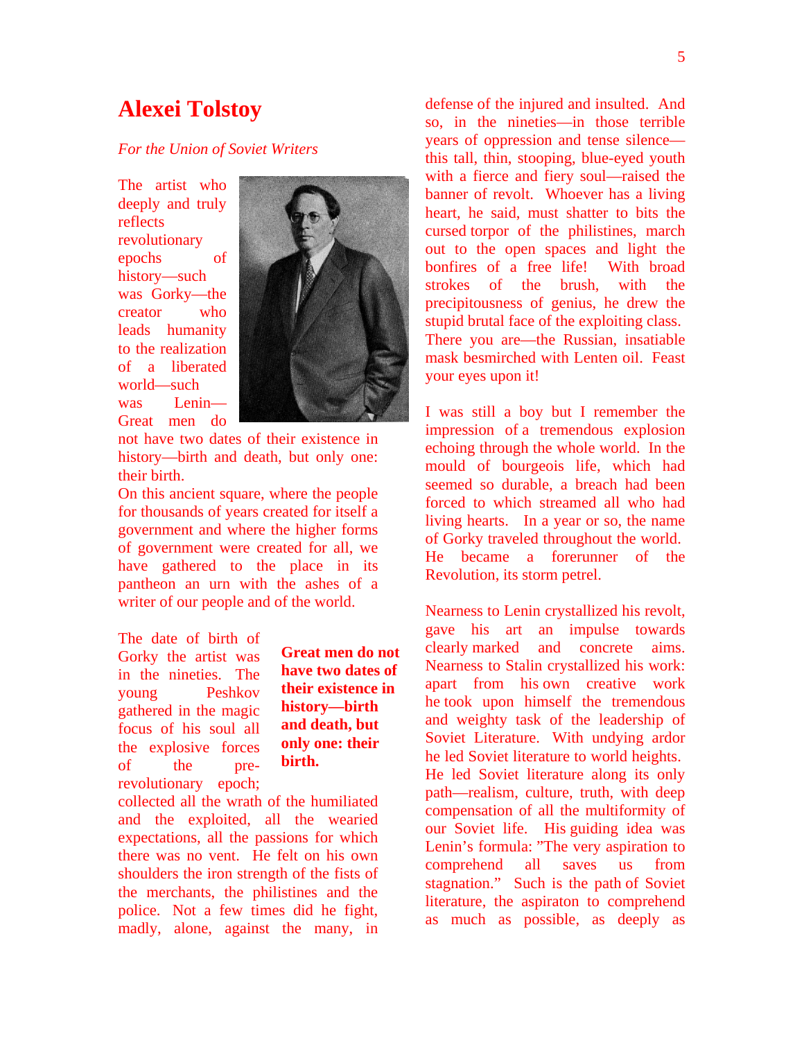# Alexei Tolstoy

*For the Union of Soviet Writers*

The artist who deeply and truly reflects revolutionary epochs of history—such was Gorky—the creator who leads humanity to the realization of a liberated world—such was Lenin—Great men do not have two dates of their existence in history—birth and death, but only one: their birth.

On this ancient square, where the people for thousands of years created for itself a government and where the higher forms of government were created for all, we have gathered to the place in its pantheon an urn with the ashes of a writer of our people and of the world.

The date of birth of Gorky the artist was in the nineties. The young Peshkov gathered in the magic focus of his soul all the explosive forces of the pre-revolutionary epoch; collected all the wrath of the humiliated and the exploited, all the wearied expectations, all the passions for which there was no vent. He felt on his own shoulders the iron strength of the fists of the merchants, the philistines and the police. Not a few times did he fight, madly, alone, against the many, in defense of the injured and insulted. And so, in the nineties—in those terrible years of oppression and tense silence—this tall, thin, stooping, blue-eyed youth with a fierce and fiery soul—raised the banner of revolt. Whoever has a living heart, he said, must shatter to bits the cursed torpor of the philistines, march out to the open spaces and light the bonfires of a free life! With broad strokes of the brush, with the precipitousness of genius, he drew the stupid brutal face of the exploiting class. There you are—the Russian, insatiable mask besmirched with Lenten oil. Feast your eyes upon it!

**Great men do not have two dates of their existence in history—birth and death, but only one: their birth.**

I was still a boy but I remember the impression of a tremendous explosion echoing through the whole world. In the mould of bourgeois life, which had seemed so durable, a breach had been forced to which streamed all who had living hearts. In a year or so, the name of Gorky traveled throughout the world. He became a forerunner of the Revolution, its storm petrel.

Nearness to Lenin crystallized his revolt, gave his art an impulse towards clearly marked and concrete aims. Nearness to Stalin crystallized his work: apart from his own creative work he took upon himself the tremendous and weighty task of the leadership of Soviet Literature. With undying ardor he led Soviet literature to world heights. He led Soviet literature along its only path—realism, culture, truth, with deep compensation of all the multiformity of our Soviet life. His guiding idea was Lenin's formula: "The very aspiration to comprehend all saves us from stagnation." Such is the path of Soviet literature, the aspiraton to comprehend as much as possible, as deeply as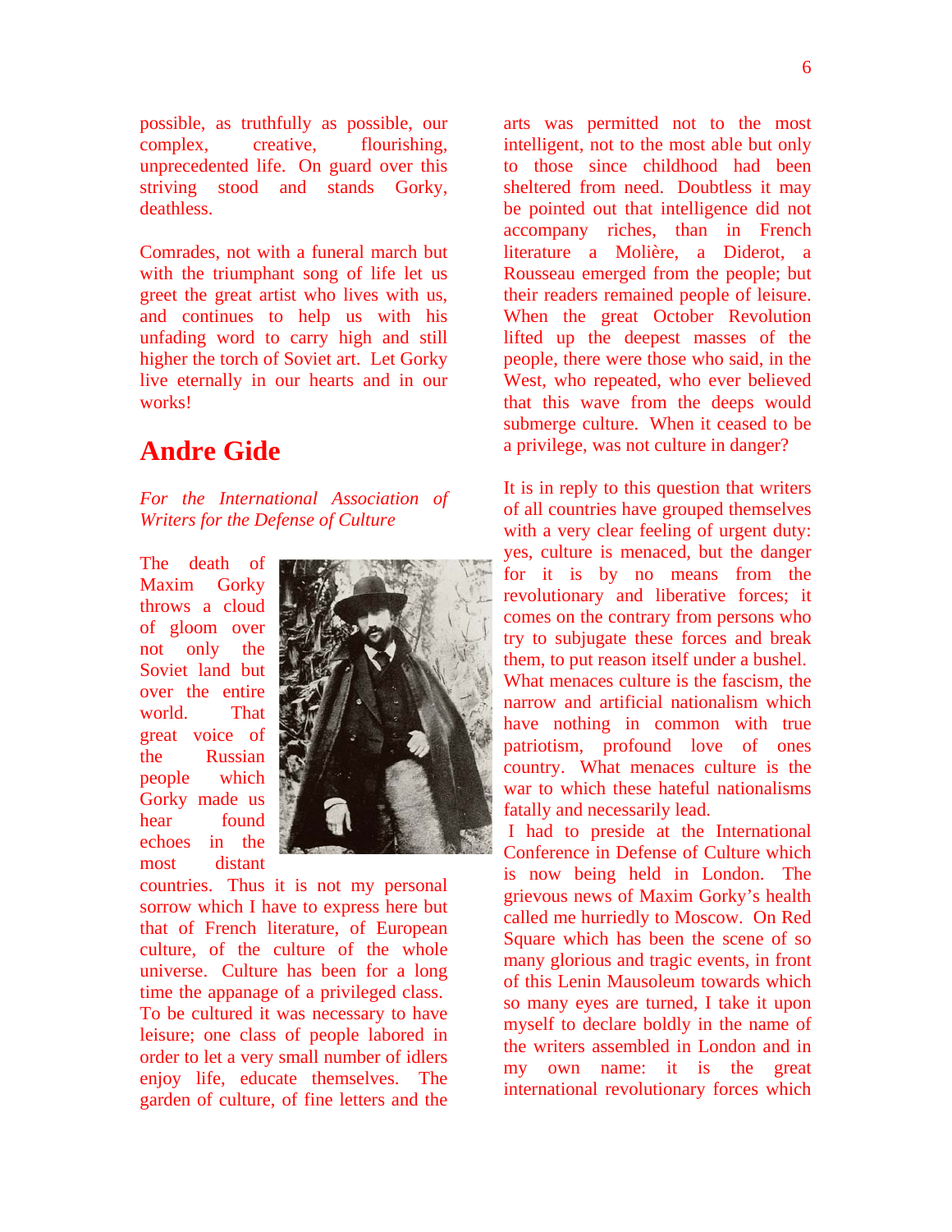possible, as truthfully as possible, our complex, creative, flourishing, unprecedented life. On guard over this striving stood and stands Gorky, deathless.

Comrades, not with a funeral march but with the triumphant song of life let us greet the great artist who lives with us, and continues to help us with his unfading word to carry high and still higher the torch of Soviet art. Let Gorky live eternally in our hearts and in our works!

## Andre Gide

*For the International Association of Writers for the Defense of Culture*

The death of Maxim Gorky throws a cloud of gloom over not only the Soviet land but over the entire world. That great voice of the Russian people which Gorky made us hear found echoes in the most distant countries. Thus it is not my personal sorrow which I have to express here but that of French literature, of European culture, of the culture of the whole universe. Culture has been for a long time the appanage of a privileged class. To be cultured it was necessary to have leisure; one class of people labored in order to let a very small number of idlers enjoy life, educate themselves. The garden of culture, of fine letters and the arts was permitted not to the most intelligent, not to the most able but only to those since childhood had been sheltered from need. Doubtless it may be pointed out that intelligence did not accompany riches, than in French literature a Molière, a Diderot, a Rousseau emerged from the people; but their readers remained people of leisure. When the great October Revolution lifted up the deepest masses of the people, there were those who said, in the West, who repeated, who ever believed that this wave from the deeps would submerge culture. When it ceased to be a privilege, was not culture in danger?

It is in reply to this question that writers of all countries have grouped themselves with a very clear feeling of urgent duty: yes, culture is menaced, but the danger for it is by no means from the revolutionary and liberative forces; it comes on the contrary from persons who try to subjugate these forces and break them, to put reason itself under a bushel. What menaces culture is the fascism, the narrow and artificial nationalism which have nothing in common with true patriotism, profound love of ones country. What menaces culture is the war to which these hateful nationalisms fatally and necessarily lead.

I had to preside at the International Conference in Defense of Culture which is now being held in London. The grievous news of Maxim Gorky's health called me hurriedly to Moscow. On Red Square which has been the scene of so many glorious and tragic events, in front of this Lenin Mausoleum towards which so many eyes are turned, I take it upon myself to declare boldly in the name of the writers assembled in London and in my own name: it is the great international revolutionary forces which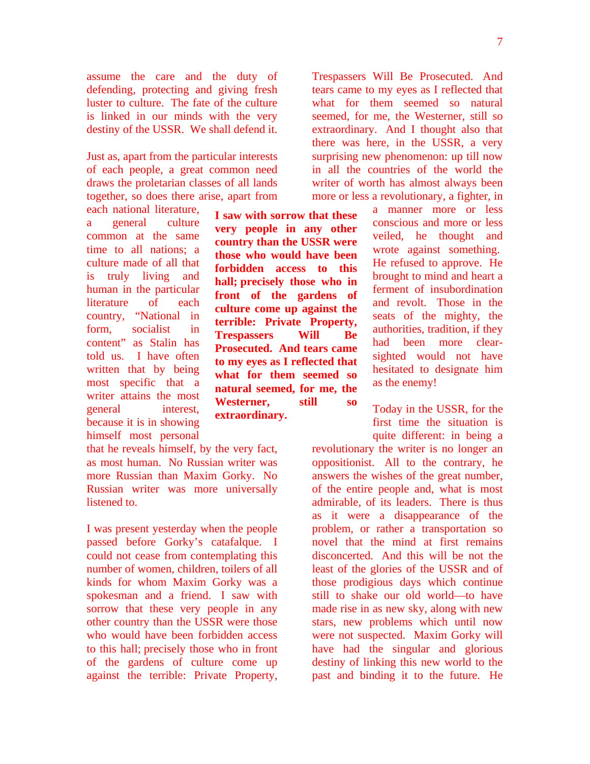assume the care and the duty of defending, protecting and giving fresh luster to culture. The fate of the culture is linked in our minds with the very destiny of the USSR. We shall defend it.

Just as, apart from the particular interests of each people, a great common need draws the proletarian classes of all lands together, so does there arise, apart from each national literature, a general culture common at the same time to all nations; a culture made of all that is truly living and human in the particular literature of each country, "National in form, socialist in content" as Stalin has told us. I have often written that by being most specific that a writer attains the most general interest, because it is in showing himself most personal that he reveals himself, by the very fact, as most human. No Russian writer was more Russian than Maxim Gorky. No Russian writer was more universally listened to.

I was present yesterday when the people passed before Gorky's catafalque. I could not cease from contemplating this number of women, children, toilers of all kinds for whom Maxim Gorky was a spokesman and a friend. I saw with sorrow that these very people in any other country than the USSR were those who would have been forbidden access to this hall; precisely those who in front of the gardens of culture come up against the terrible: Private Property, Trespassers Will Be Prosecuted. And tears came to my eyes as I reflected that what for them seemed so natural seemed, for me, the Westerner, still so extraordinary. And I thought also that there was here, in the USSR, a very surprising new phenomenon: up till now in all the countries of the world the writer of worth has almost always been more or less a revolutionary, a fighter, in a manner more or less conscious and more or less veiled, he thought and wrote against something. He refused to approve. He brought to mind and heart a ferment of insubordination and revolt. Those in the seats of the mighty, the authorities, tradition, if they had been more clear-sighted would not have hesitated to designate him as the enemy!

> **I saw with sorrow that these very people in any other country than the USSR were those who would have been forbidden access to this hall; precisely those who in front of the gardens of culture come up against the terrible: Private Property, Trespassers Will Be Prosecuted. And tears came to my eyes as I reflected that what for them seemed so natural seemed, for me, the Westerner, still so extraordinary.**

Today in the USSR, for the first time the situation is quite different: in being a revolutionary the writer is no longer an oppositionist. All to the contrary, he answers the wishes of the great number, of the entire people and, what is most admirable, of its leaders. There is thus as it were a disappearance of the problem, or rather a transportation so novel that the mind at first remains disconcerted. And this will be not the least of the glories of the USSR and of those prodigious days which continue still to shake our old world—to have made rise in as new sky, along with new stars, new problems which until now were not suspected. Maxim Gorky will have had the singular and glorious destiny of linking this new world to the past and binding it to the future. He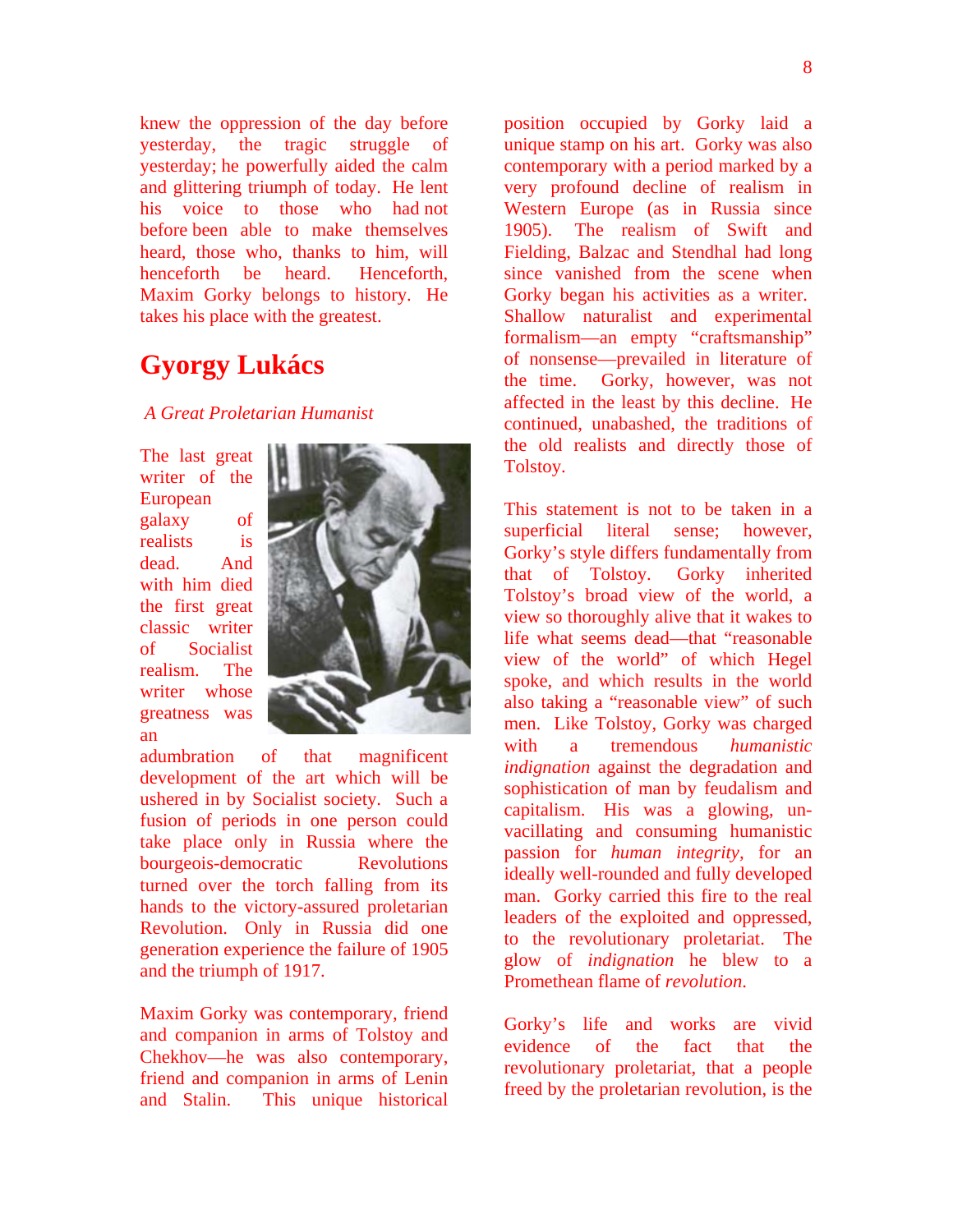knew the oppression of the day before yesterday, the tragic struggle of yesterday; he powerfully aided the calm and glittering triumph of today. He lent his voice to those who had not before been able to make themselves heard, those who, thanks to him, will henceforth be heard. Henceforth, Maxim Gorky belongs to history. He takes his place with the greatest.

# Gyorgy Lukács

*A Great Proletarian Humanist*

The last great writer of the European galaxy of realists is dead. And with him died the first great classic writer of Socialist realism. The writer whose greatness was an adumbration of that magnificent development of the art which will be ushered in by Socialist society. Such a fusion of periods in one person could take place only in Russia where the bourgeois-democratic Revolutions turned over the torch falling from its hands to the victory-assured proletarian Revolution. Only in Russia did one generation experience the failure of 1905 and the triumph of 1917.

Maxim Gorky was contemporary, friend and companion in arms of Tolstoy and Chekhov—he was also contemporary, friend and companion in arms of Lenin and Stalin. This unique historical position occupied by Gorky laid a unique stamp on his art. Gorky was also contemporary with a period marked by a very profound decline of realism in Western Europe (as in Russia since 1905). The realism of Swift and Fielding, Balzac and Stendhal had long since vanished from the scene when Gorky began his activities as a writer. Shallow naturalist and experimental formalism—an empty "craftsmanship" of nonsense—prevailed in literature of the time. Gorky, however, was not affected in the least by this decline. He continued, unabashed, the traditions of the old realists and directly those of Tolstoy.

This statement is not to be taken in a superficial literal sense; however, Gorky's style differs fundamentally from that of Tolstoy. Gorky inherited Tolstoy's broad view of the world, a view so thoroughly alive that it wakes to life what seems dead—that "reasonable view of the world" of which Hegel spoke, and which results in the world also taking a "reasonable view" of such men. Like Tolstoy, Gorky was charged with a tremendous *humanistic indignation* against the degradation and sophistication of man by feudalism and capitalism. His was a glowing, un-vacillating and consuming humanistic passion for *human integrity*, for an ideally well-rounded and fully developed man. Gorky carried this fire to the real leaders of the exploited and oppressed, to the revolutionary proletariat. The glow of *indignation* he blew to a Promethean flame of *revolution*.

Gorky's life and works are vivid evidence of the fact that the revolutionary proletariat, that a people freed by the proletarian revolution, is the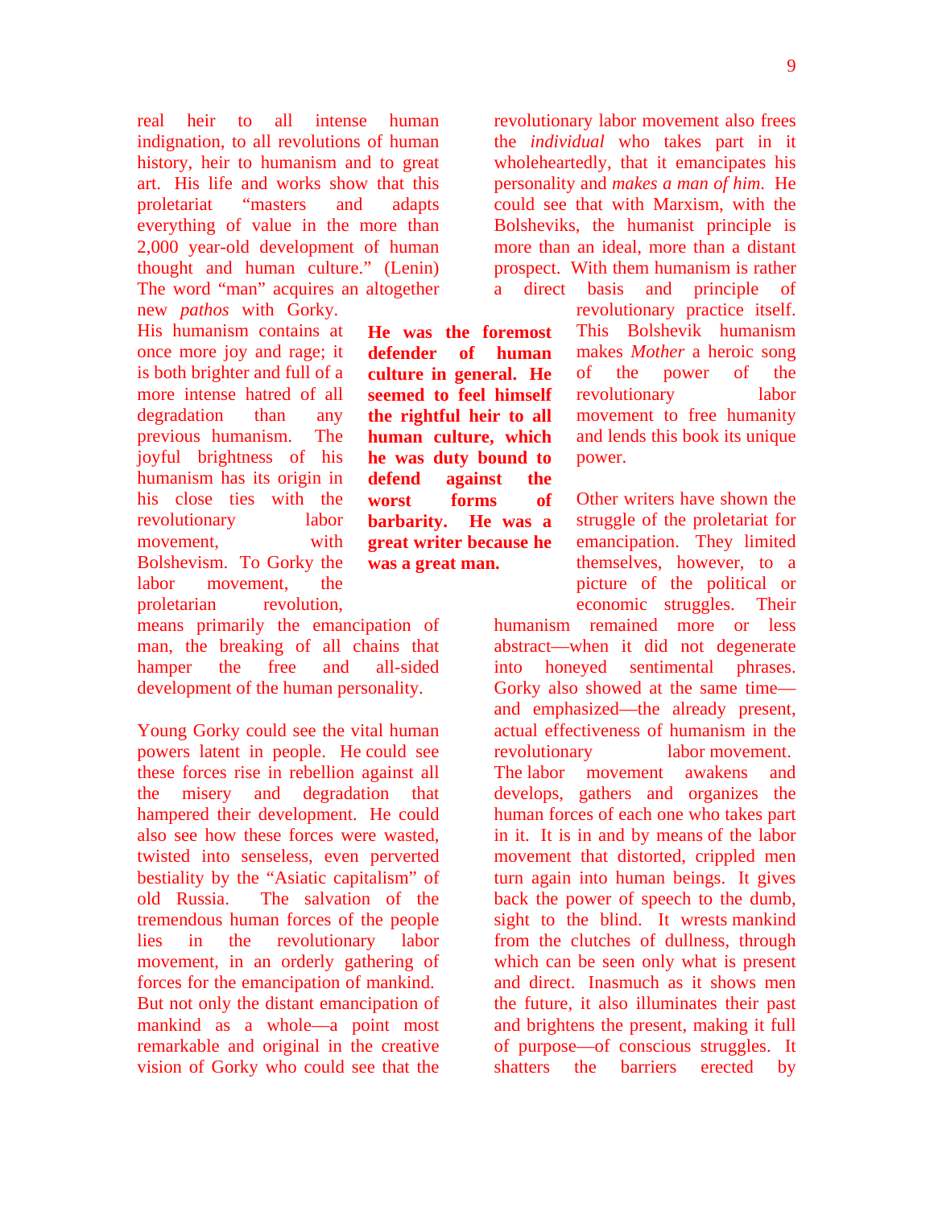real heir to all intense human indignation, to all revolutions of human history, heir to humanism and to great art. His life and works show that this proletariat "masters and adapts everything of value in the more than 2,000 year-old development of human thought and human culture." (Lenin) The word "man" acquires an altogether new *pathos* with Gorky.

His humanism contains at once more joy and rage; it is both brighter and full of a more intense hatred of all degradation than any previous humanism. The joyful brightness of his humanism has its origin in his close ties with the revolutionary labor movement, with Bolshevism. To Gorky the labor movement, the proletarian revolution, means primarily the emancipation of man, the breaking of all chains that hamper the free and all-sided development of the human personality.

**He was the foremost defender of human culture in general. He seemed to feel himself the rightful heir to all human culture, which he was duty bound to defend against the worst forms of barbarity. He was a great writer because he was a great man.**

Young Gorky could see the vital human powers latent in people. He could see these forces rise in rebellion against all the misery and degradation that hampered their development. He could also see how these forces were wasted, twisted into senseless, even perverted bestiality by the "Asiatic capitalism" of old Russia. The salvation of the tremendous human forces of the people lies in the revolutionary labor movement, in an orderly gathering of forces for the emancipation of mankind. But not only the distant emancipation of mankind as a whole—a point most remarkable and original in the creative vision of Gorky who could see that the revolutionary labor movement also frees the *individual* who takes part in it wholeheartedly, that it emancipates his personality and *makes a man of him*. He could see that with Marxism, with the Bolsheviks, the humanist principle is more than an ideal, more than a distant prospect. With them humanism is rather a direct basis and principle of revolutionary practice itself. This Bolshevik humanism makes *Mother* a heroic song of the power of the revolutionary labor movement to free humanity and lends this book its unique power.

Other writers have shown the struggle of the proletariat for emancipation. They limited themselves, however, to a picture of the political or economic struggles. Their humanism remained more or less abstract—when it did not degenerate into honeyed sentimental phrases. Gorky also showed at the same time—and emphasized—the already present, actual effectiveness of humanism in the revolutionary labor movement. The labor movement awakens and develops, gathers and organizes the human forces of each one who takes part in it. It is in and by means of the labor movement that distorted, crippled men turn again into human beings. It gives back the power of speech to the dumb, sight to the blind. It wrests mankind from the clutches of dullness, through which can be seen only what is present and direct. Inasmuch as it shows men the future, it also illuminates their past and brightens the present, making it full of purpose—of conscious struggles. It shatters the barriers erected by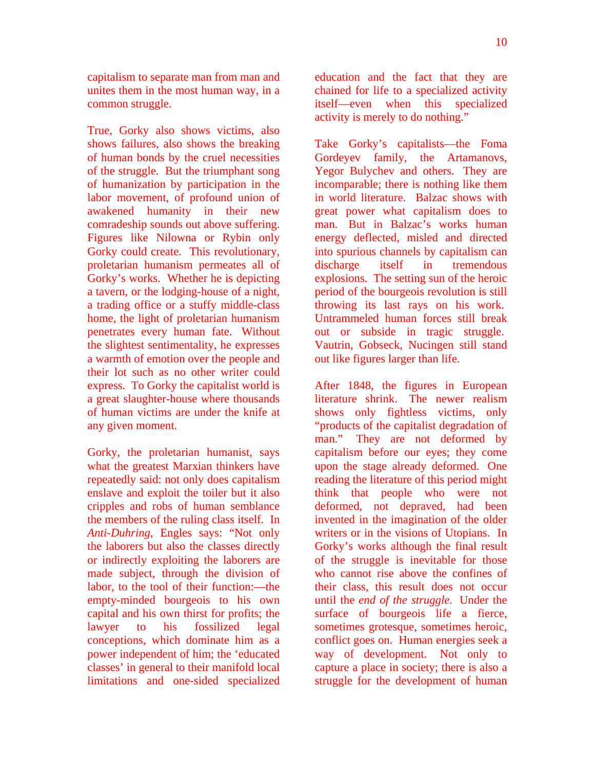capitalism to separate man from man and unites them in the most human way, in a common struggle.

True, Gorky also shows victims, also shows failures, also shows the breaking of human bonds by the cruel necessities of the struggle. But the triumphant song of humanization by participation in the labor movement, of profound union of awakened humanity in their new comradeship sounds out above suffering. Figures like Nilowna or Rybin only Gorky could create. This revolutionary, proletarian humanism permeates all of Gorky's works. Whether he is depicting a tavern, or the lodging-house of a night, a trading office or a stuffy middle-class home, the light of proletarian humanism penetrates every human fate. Without the slightest sentimentality, he expresses a warmth of emotion over the people and their lot such as no other writer could express. To Gorky the capitalist world is a great slaughter-house where thousands of human victims are under the knife at any given moment.

Gorky, the proletarian humanist, says what the greatest Marxian thinkers have repeatedly said: not only does capitalism enslave and exploit the toiler but it also cripples and robs of human semblance the members of the ruling class itself. In *Anti-Duhring*, Engles says: "Not only the laborers but also the classes directly or indirectly exploiting the laborers are made subject, through the division of labor, to the tool of their function:—the empty-minded bourgeois to his own capital and his own thirst for profits; the lawyer to his fossilized legal conceptions, which dominate him as a power independent of him; the 'educated classes' in general to their manifold local limitations and one-sided specialized education and the fact that they are chained for life to a specialized activity itself—even when this specialized activity is merely to do nothing."

Take Gorky's capitalists—the Foma Gordeyev family, the Artamanovs, Yegor Bulychev and others. They are incomparable; there is nothing like them in world literature. Balzac shows with great power what capitalism does to man. But in Balzac's works human energy deflected, misled and directed into spurious channels by capitalism can discharge itself in tremendous explosions. The setting sun of the heroic period of the bourgeois revolution is still throwing its last rays on his work. Untrammeled human forces still break out or subside in tragic struggle. Vautrin, Gobseck, Nucingen still stand out like figures larger than life.

After 1848, the figures in European literature shrink. The newer realism shows only fightless victims, only "products of the capitalist degradation of man." They are not deformed by capitalism before our eyes; they come upon the stage already deformed. One reading the literature of this period might think that people who were not deformed, not depraved, had been invented in the imagination of the older writers or in the visions of Utopians. In Gorky's works although the final result of the struggle is inevitable for those who cannot rise above the confines of their class, this result does not occur until the *end of the struggle.* Under the surface of bourgeois life a fierce, sometimes grotesque, sometimes heroic, conflict goes on. Human energies seek a way of development. Not only to capture a place in society; there is also a struggle for the development of human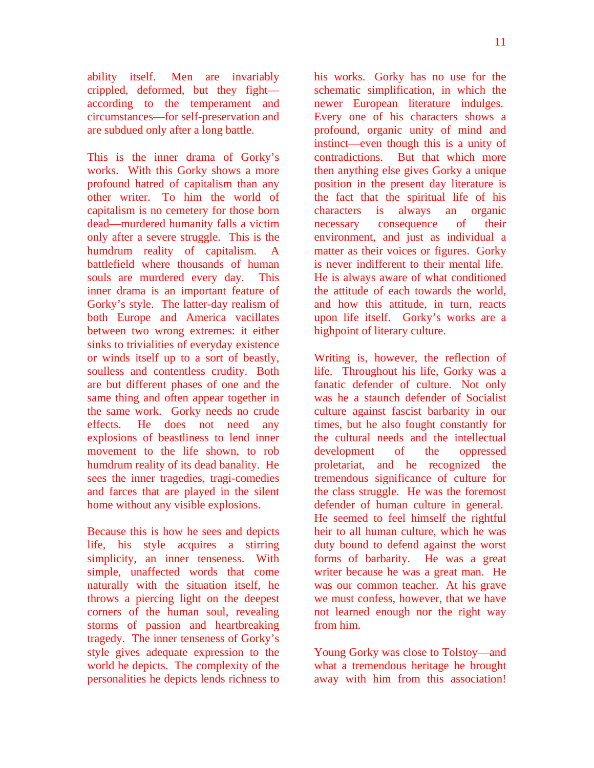ability itself. Men are invariably crippled, deformed, but they fight—according to the temperament and circumstances—for self-preservation and are subdued only after a long battle.

This is the inner drama of Gorky's works. With this Gorky shows a more profound hatred of capitalism than any other writer. To him the world of capitalism is no cemetery for those born dead—murdered humanity falls a victim only after a severe struggle. This is the humdrum reality of capitalism. A battlefield where thousands of human souls are murdered every day. This inner drama is an important feature of Gorky's style. The latter-day realism of both Europe and America vacillates between two wrong extremes: it either sinks to trivialities of everyday existence or winds itself up to a sort of beastly, soulless and contentless crudity. Both are but different phases of one and the same thing and often appear together in the same work. Gorky needs no crude effects. He does not need any explosions of beastliness to lend inner movement to the life shown, to rob humdrum reality of its dead banality. He sees the inner tragedies, tragi-comedies and farces that are played in the silent home without any visible explosions.

Because this is how he sees and depicts life, his style acquires a stirring simplicity, an inner tenseness. With simple, unaffected words that come naturally with the situation itself, he throws a piercing light on the deepest corners of the human soul, revealing storms of passion and heartbreaking tragedy. The inner tenseness of Gorky's style gives adequate expression to the world he depicts. The complexity of the personalities he depicts lends richness to his works. Gorky has no use for the schematic simplification, in which the newer European literature indulges. Every one of his characters shows a profound, organic unity of mind and instinct—even though this is a unity of contradictions. But that which more then anything else gives Gorky a unique position in the present day literature is the fact that the spiritual life of his characters is always an organic necessary consequence of their environment, and just as individual a matter as their voices or figures. Gorky is never indifferent to their mental life. He is always aware of what conditioned the attitude of each towards the world, and how this attitude, in turn, reacts upon life itself. Gorky's works are a highpoint of literary culture.

Writing is, however, the reflection of life. Throughout his life, Gorky was a fanatic defender of culture. Not only was he a staunch defender of Socialist culture against fascist barbarity in our times, but he also fought constantly for the cultural needs and the intellectual development of the oppressed proletariat, and he recognized the tremendous significance of culture for the class struggle. He was the foremost defender of human culture in general. He seemed to feel himself the rightful heir to all human culture, which he was duty bound to defend against the worst forms of barbarity. He was a great writer because he was a great man. He was our common teacher. At his grave we must confess, however, that we have not learned enough nor the right way from him.

Young Gorky was close to Tolstoy—and what a tremendous heritage he brought away with him from this association!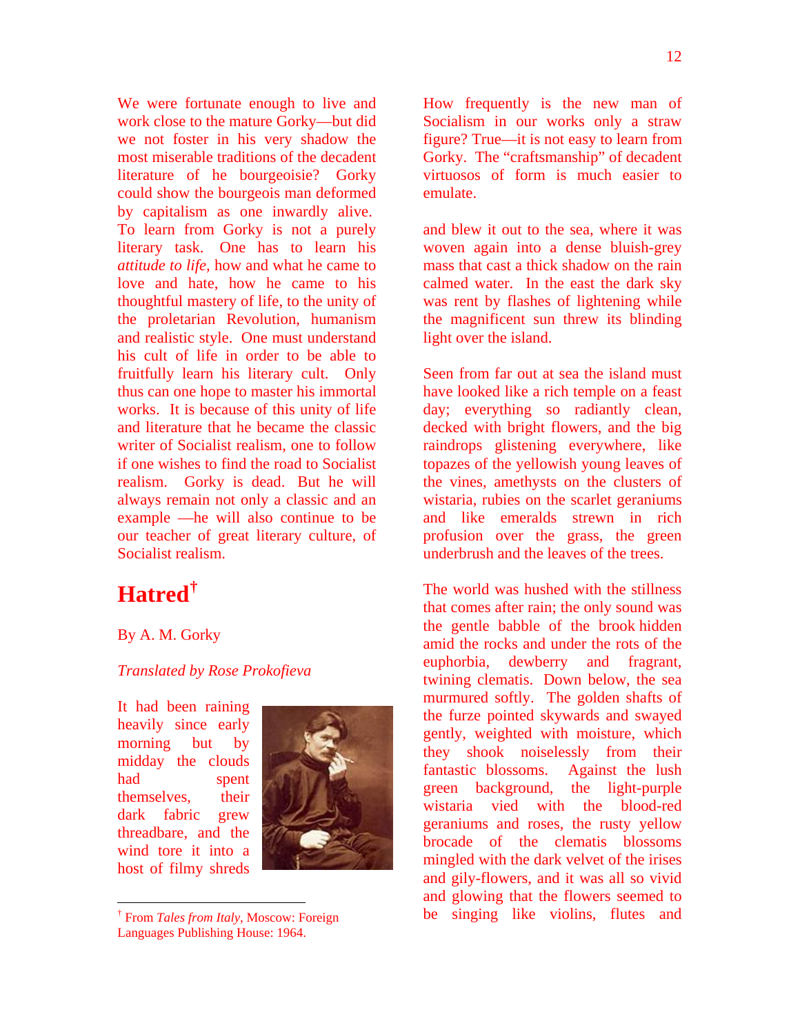We were fortunate enough to live and work close to the mature Gorky—but did we not foster in his very shadow the most miserable traditions of the decadent literature of he bourgeoisie? Gorky could show the bourgeois man deformed by capitalism as one inwardly alive. To learn from Gorky is not a purely literary task. One has to learn his *attitude to life,* how and what he came to love and hate, how he came to his thoughtful mastery of life, to the unity of the proletarian Revolution, humanism and realistic style. One must understand his cult of life in order to be able to fruitfully learn his literary cult. Only thus can one hope to master his immortal works. It is because of this unity of life and literature that he became the classic writer of Socialist realism, one to follow if one wishes to find the road to Socialist realism. Gorky is dead. But he will always remain not only a classic and an example —he will also continue to be our teacher of great literary culture, of Socialist realism.

## Hatred[†]

By A. M. Gorky

*Translated by Rose Prokofieva*

It had been raining heavily since early morning but by midday the clouds had spent themselves, their dark fabric grew threadbare, and the wind tore it into a host of filmy shreds

How frequently is the new man of Socialism in our works only a straw figure? True—it is not easy to learn from Gorky. The "craftsmanship" of decadent virtuosos of form is much easier to emulate.

and blew it out to the sea, where it was woven again into a dense bluish-grey mass that cast a thick shadow on the rain calmed water. In the east the dark sky was rent by flashes of lightening while the magnificent sun threw its blinding light over the island.

Seen from far out at sea the island must have looked like a rich temple on a feast day; everything so radiantly clean, decked with bright flowers, and the big raindrops glistening everywhere, like topazes of the yellowish young leaves of the vines, amethysts on the clusters of wistaria, rubies on the scarlet geraniums and like emeralds strewn in rich profusion over the grass, the green underbrush and the leaves of the trees.

The world was hushed with the stillness that comes after rain; the only sound was the gentle babble of the brook hidden amid the rocks and under the rots of the euphorbia, dewberry and fragrant, twining clematis. Down below, the sea murmured softly. The golden shafts of the furze pointed skywards and swayed gently, weighted with moisture, which they shook noiselessly from their fantastic blossoms. Against the lush green background, the light-purple wistaria vied with the blood-red geraniums and roses, the rusty yellow brocade of the clematis blossoms mingled with the dark velvet of the irises and gily-flowers, and it was all so vivid and glowing that the flowers seemed to be singing like violins, flutes and

[†] From *Tales from Italy*, Moscow: Foreign Languages Publishing House: 1964.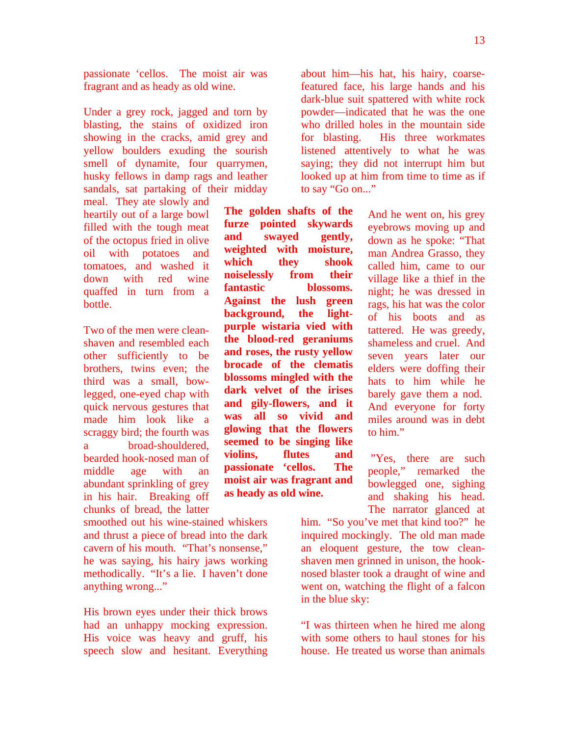passionate 'cellos. The moist air was fragrant and as heady as old wine.

Under a grey rock, jagged and torn by blasting, the stains of oxidized iron showing in the cracks, amid grey and yellow boulders exuding the sourish smell of dynamite, four quarrymen, husky fellows in damp rags and leather sandals, sat partaking of their midday meal. They ate slowly and heartily out of a large bowl filled with the tough meat of the octopus fried in olive oil with potatoes and tomatoes, and washed it down with red wine quaffed in turn from a bottle.

**The golden shafts of the furze pointed skywards and swayed gently, weighted with moisture, which they shook noiselessly from their fantastic blossoms. Against the lush green background, the light-purple wistaria vied with the blood-red geraniums and roses, the rusty yellow brocade of the clematis blossoms mingled with the dark velvet of the irises and gily-flowers, and it was all so vivid and glowing that the flowers seemed to be singing like violins, flutes and passionate 'cellos. The moist air was fragrant and as heady as old wine.**

Two of the men were clean-shaven and resembled each other sufficiently to be brothers, twins even; the third was a small, bow-legged, one-eyed chap with quick nervous gestures that made him look like a scraggy bird; the fourth was a broad-shouldered, bearded hook-nosed man of middle age with an abundant sprinkling of grey in his hair. Breaking off chunks of bread, the latter smoothed out his wine-stained whiskers and thrust a piece of bread into the dark cavern of his mouth. "That's nonsense," he was saying, his hairy jaws working methodically. "It's a lie. I haven't done anything wrong..."

His brown eyes under their thick brows had an unhappy mocking expression. His voice was heavy and gruff, his speech slow and hesitant. Everything about him—his hat, his hairy, coarse-featured face, his large hands and his dark-blue suit spattered with white rock powder—indicated that he was the one who drilled holes in the mountain side for blasting. His three workmates listened attentively to what he was saying; they did not interrupt him but looked up at him from time to time as if to say "Go on..."

And he went on, his grey eyebrows moving up and down as he spoke: "That man Andrea Grasso, they called him, came to our village like a thief in the night; he was dressed in rags, his hat was the color of his boots and as tattered. He was greedy, shameless and cruel. And seven years later our elders were doffing their hats to him while he barely gave them a nod. And everyone for forty miles around was in debt to him."

"Yes, there are such people," remarked the bowlegged one, sighing and shaking his head. The narrator glanced at him. "So you've met that kind too?" he inquired mockingly. The old man made an eloquent gesture, the tow clean-shaven men grinned in unison, the hook-nosed blaster took a draught of wine and went on, watching the flight of a falcon in the blue sky:

"I was thirteen when he hired me along with some others to haul stones for his house. He treated us worse than animals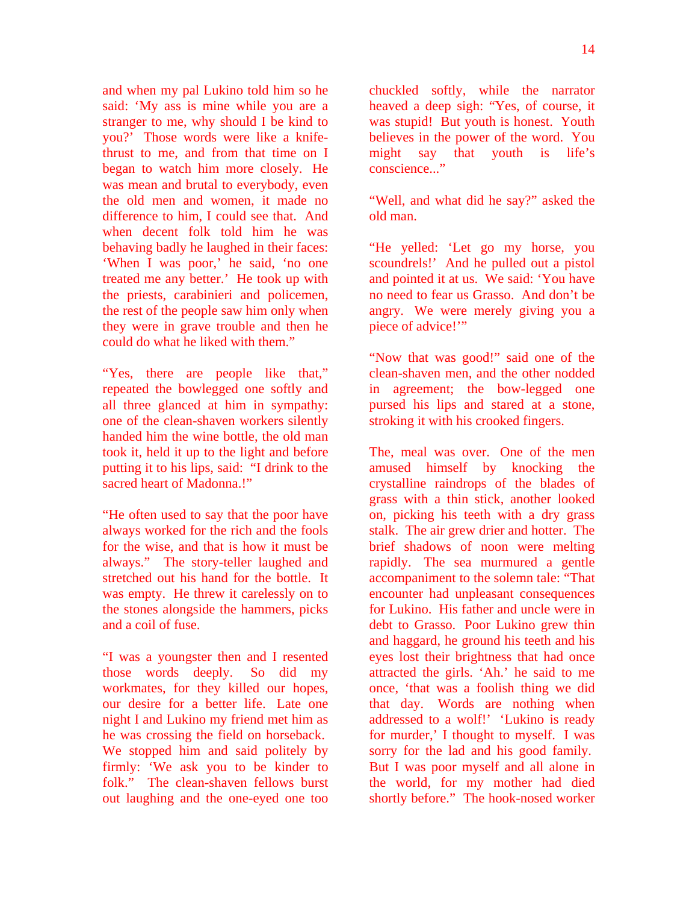and when my pal Lukino told him so he said: 'My ass is mine while you are a stranger to me, why should I be kind to you?' Those words were like a knife-thrust to me, and from that time on I began to watch him more closely. He was mean and brutal to everybody, even the old men and women, it made no difference to him, I could see that. And when decent folk told him he was behaving badly he laughed in their faces: 'When I was poor,' he said, 'no one treated me any better.' He took up with the priests, carabinieri and policemen, the rest of the people saw him only when they were in grave trouble and then he could do what he liked with them."

"Yes, there are people like that," repeated the bowlegged one softly and all three glanced at him in sympathy: one of the clean-shaven workers silently handed him the wine bottle, the old man took it, held it up to the light and before putting it to his lips, said: "I drink to the sacred heart of Madonna.!"

"He often used to say that the poor have always worked for the rich and the fools for the wise, and that is how it must be always." The story-teller laughed and stretched out his hand for the bottle. It was empty. He threw it carelessly on to the stones alongside the hammers, picks and a coil of fuse.

"I was a youngster then and I resented those words deeply. So did my workmates, for they killed our hopes, our desire for a better life. Late one night I and Lukino my friend met him as he was crossing the field on horseback. We stopped him and said politely by firmly: 'We ask you to be kinder to folk." The clean-shaven fellows burst out laughing and the one-eyed one too chuckled softly, while the narrator heaved a deep sigh: "Yes, of course, it was stupid! But youth is honest. Youth believes in the power of the word. You might say that youth is life's conscience..."

"Well, and what did he say?" asked the old man.

"He yelled: 'Let go my horse, you scoundrels!' And he pulled out a pistol and pointed it at us. We said: 'You have no need to fear us Grasso. And don't be angry. We were merely giving you a piece of advice!'"

"Now that was good!" said one of the clean-shaven men, and the other nodded in agreement; the bow-legged one pursed his lips and stared at a stone, stroking it with his crooked fingers.

The, meal was over. One of the men amused himself by knocking the crystalline raindrops of the blades of grass with a thin stick, another looked on, picking his teeth with a dry grass stalk. The air grew drier and hotter. The brief shadows of noon were melting rapidly. The sea murmured a gentle accompaniment to the solemn tale: "That encounter had unpleasant consequences for Lukino. His father and uncle were in debt to Grasso. Poor Lukino grew thin and haggard, he ground his teeth and his eyes lost their brightness that had once attracted the girls. 'Ah.' he said to me once, 'that was a foolish thing we did that day. Words are nothing when addressed to a wolf!' 'Lukino is ready for murder,' I thought to myself. I was sorry for the lad and his good family. But I was poor myself and all alone in the world, for my mother had died shortly before." The hook-nosed worker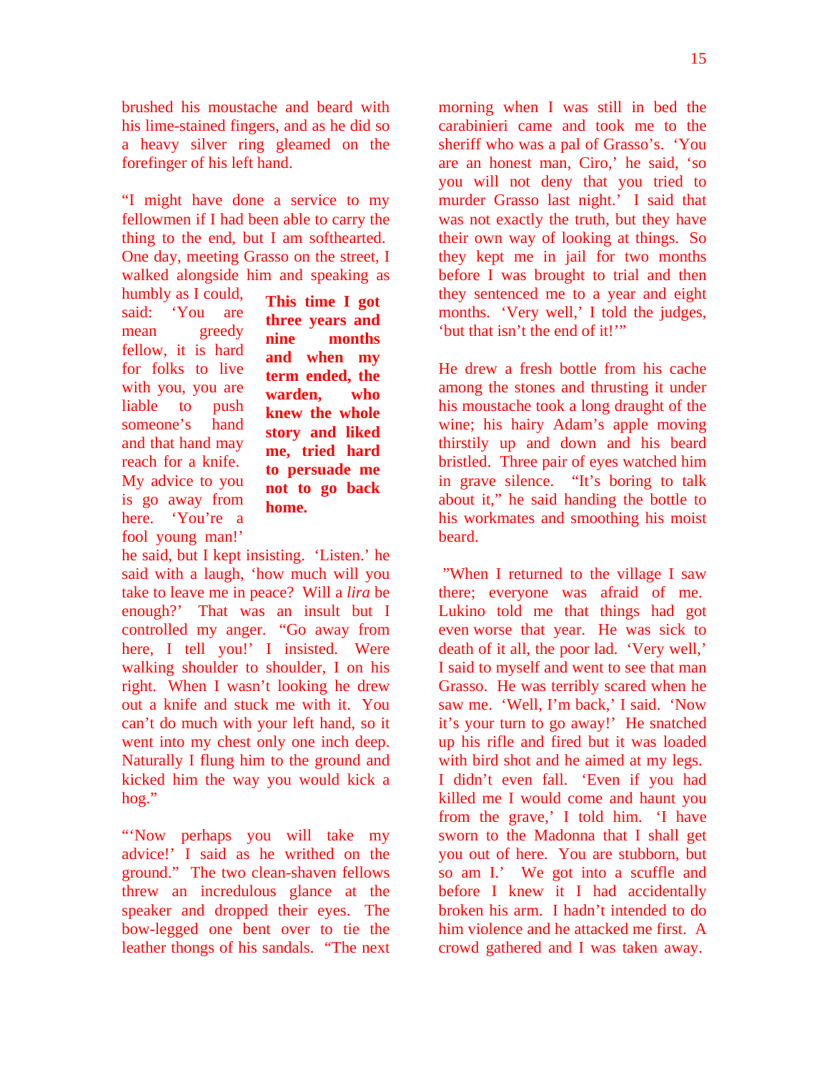brushed his moustache and beard with his lime-stained fingers, and as he did so a heavy silver ring gleamed on the forefinger of his left hand.

"I might have done a service to my fellowmen if I had been able to carry the thing to the end, but I am softhearted. One day, meeting Grasso on the street, I walked alongside him and speaking as humbly as I could, said: 'You are mean greedy fellow, it is hard for folks to live with you, you are liable to push someone's hand and that hand may reach for a knife. My advice to you is go away from here. 'You're a fool young man!' he said, but I kept insisting. 'Listen.' he said with a laugh, 'how much will you take to leave me in peace? Will a *lira* be enough?' That was an insult but I controlled my anger. "Go away from here, I tell you!' I insisted. Were walking shoulder to shoulder, I on his right. When I wasn't looking he drew out a knife and stuck me with it. You can't do much with your left hand, so it went into my chest only one inch deep. Naturally I flung him to the ground and kicked him the way you would kick a hog."

**This time I got three years and nine months and when my term ended, the warden, who knew the whole story and liked me, tried hard to persuade me not to go back home.**

"'Now perhaps you will take my advice!' I said as he writhed on the ground." The two clean-shaven fellows threw an incredulous glance at the speaker and dropped their eyes. The bow-legged one bent over to tie the leather thongs of his sandals. "The next morning when I was still in bed the carabinieri came and took me to the sheriff who was a pal of Grasso's. 'You are an honest man, Ciro,' he said, 'so you will not deny that you tried to murder Grasso last night.' I said that was not exactly the truth, but they have their own way of looking at things. So they kept me in jail for two months before I was brought to trial and then they sentenced me to a year and eight months. 'Very well,' I told the judges, 'but that isn't the end of it!'"

He drew a fresh bottle from his cache among the stones and thrusting it under his moustache took a long draught of the wine; his hairy Adam's apple moving thirstily up and down and his beard bristled. Three pair of eyes watched him in grave silence. "It's boring to talk about it," he said handing the bottle to his workmates and smoothing his moist beard.

"When I returned to the village I saw there; everyone was afraid of me. Lukino told me that things had got even worse that year. He was sick to death of it all, the poor lad. 'Very well,' I said to myself and went to see that man Grasso. He was terribly scared when he saw me. 'Well, I'm back,' I said. 'Now it's your turn to go away!' He snatched up his rifle and fired but it was loaded with bird shot and he aimed at my legs. I didn't even fall. 'Even if you had killed me I would come and haunt you from the grave,' I told him. 'I have sworn to the Madonna that I shall get you out of here. You are stubborn, but so am I.' We got into a scuffle and before I knew it I had accidentally broken his arm. I hadn't intended to do him violence and he attacked me first. A crowd gathered and I was taken away.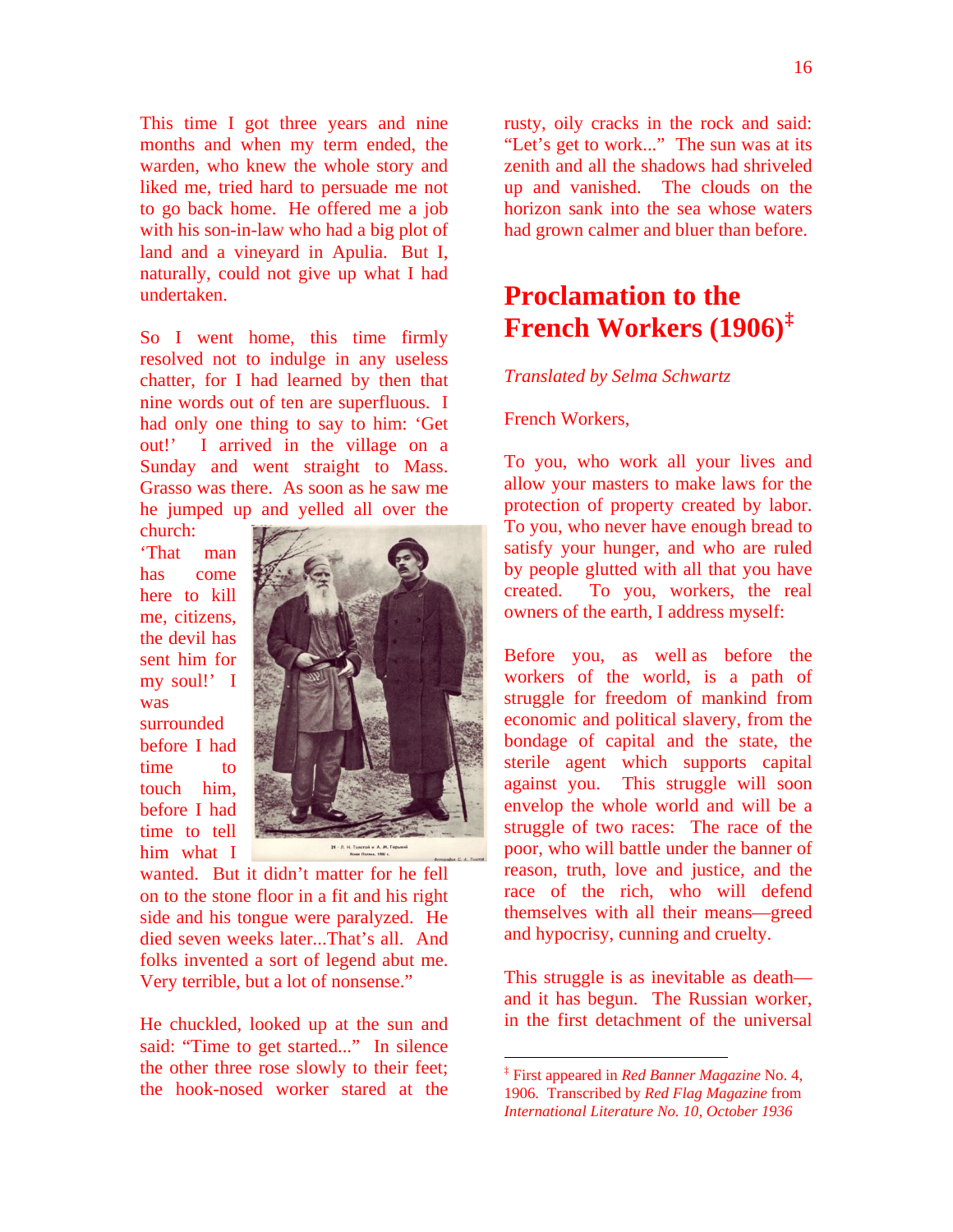This time I got three years and nine months and when my term ended, the warden, who knew the whole story and liked me, tried hard to persuade me not to go back home. He offered me a job with his son-in-law who had a big plot of land and a vineyard in Apulia. But I, naturally, could not give up what I had undertaken.

So I went home, this time firmly resolved not to indulge in any useless chatter, for I had learned by then that nine words out of ten are superfluous. I had only one thing to say to him: 'Get out!' I arrived in the village on a Sunday and went straight to Mass. Grasso was there. As soon as he saw me he jumped up and yelled all over the church: 'That man has come here to kill me, citizens, the devil has sent him for my soul!' I was surrounded before I had time to touch him, before I had time to tell him what I wanted. But it didn't matter for he fell on to the stone floor in a fit and his right side and his tongue were paralyzed. He died seven weeks later...That's all. And folks invented a sort of legend abut me. Very terrible, but a lot of nonsense."

He chuckled, looked up at the sun and said: "Time to get started..." In silence the other three rose slowly to their feet; the hook-nosed worker stared at the rusty, oily cracks in the rock and said: "Let's get to work..." The sun was at its zenith and all the shadows had shriveled up and vanished. The clouds on the horizon sank into the sea whose waters had grown calmer and bluer than before.

# Proclamation to the French Workers (1906)‡

*Translated by Selma Schwartz*

French Workers,

To you, who work all your lives and allow your masters to make laws for the protection of property created by labor. To you, who never have enough bread to satisfy your hunger, and who are ruled by people glutted with all that you have created. To you, workers, the real owners of the earth, I address myself:

Before you, as well as before the workers of the world, is a path of struggle for freedom of mankind from economic and political slavery, from the bondage of capital and the state, the sterile agent which supports capital against you. This struggle will soon envelop the whole world and will be a struggle of two races: The race of the poor, who will battle under the banner of reason, truth, love and justice, and the race of the rich, who will defend themselves with all their means—greed and hypocrisy, cunning and cruelty.

This struggle is as inevitable as death—and it has begun. The Russian worker, in the first detachment of the universal

‡ First appeared in *Red Banner Magazine* No. 4, 1906. Transcribed by *Red Flag Magazine* from *International Literature No. 10, October 1936*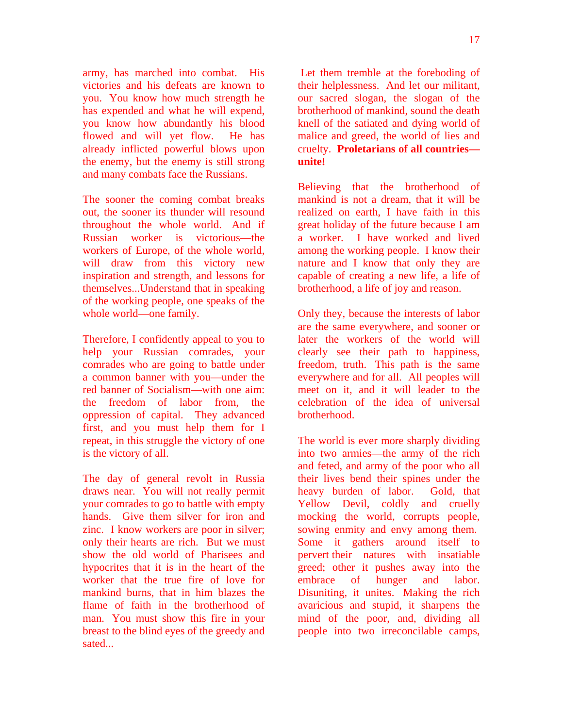army, has marched into combat. His victories and his defeats are known to you. You know how much strength he has expended and what he will expend, you know how abundantly his blood flowed and will yet flow. He has already inflicted powerful blows upon the enemy, but the enemy is still strong and many combats face the Russians.

The sooner the coming combat breaks out, the sooner its thunder will resound throughout the whole world. And if Russian worker is victorious—the workers of Europe, of the whole world, will draw from this victory new inspiration and strength, and lessons for themselves...Understand that in speaking of the working people, one speaks of the whole world—one family.

Therefore, I confidently appeal to you to help your Russian comrades, your comrades who are going to battle under a common banner with you—under the red banner of Socialism—with one aim: the freedom of labor from, the oppression of capital. They advanced first, and you must help them for I repeat, in this struggle the victory of one is the victory of all.

The day of general revolt in Russia draws near. You will not really permit your comrades to go to battle with empty hands. Give them silver for iron and zinc. I know workers are poor in silver; only their hearts are rich. But we must show the old world of Pharisees and hypocrites that it is in the heart of the worker that the true fire of love for mankind burns, that in him blazes the flame of faith in the brotherhood of man. You must show this fire in your breast to the blind eyes of the greedy and sated...

Let them tremble at the foreboding of their helplessness. And let our militant, our sacred slogan, the slogan of the brotherhood of mankind, sound the death knell of the satiated and dying world of malice and greed, the world of lies and cruelty. **Proletarians of all countries—unite!**

Believing that the brotherhood of mankind is not a dream, that it will be realized on earth, I have faith in this great holiday of the future because I am a worker. I have worked and lived among the working people. I know their nature and I know that only they are capable of creating a new life, a life of brotherhood, a life of joy and reason.

Only they, because the interests of labor are the same everywhere, and sooner or later the workers of the world will clearly see their path to happiness, freedom, truth. This path is the same everywhere and for all. All peoples will meet on it, and it will leader to the celebration of the idea of universal brotherhood.

The world is ever more sharply dividing into two armies—the army of the rich and feted, and army of the poor who all their lives bend their spines under the heavy burden of labor. Gold, that Yellow Devil, coldly and cruelly mocking the world, corrupts people, sowing enmity and envy among them. Some it gathers around itself to pervert their natures with insatiable greed; other it pushes away into the embrace of hunger and labor. Disuniting, it unites. Making the rich avaricious and stupid, it sharpens the mind of the poor, and, dividing all people into two irreconcilable camps,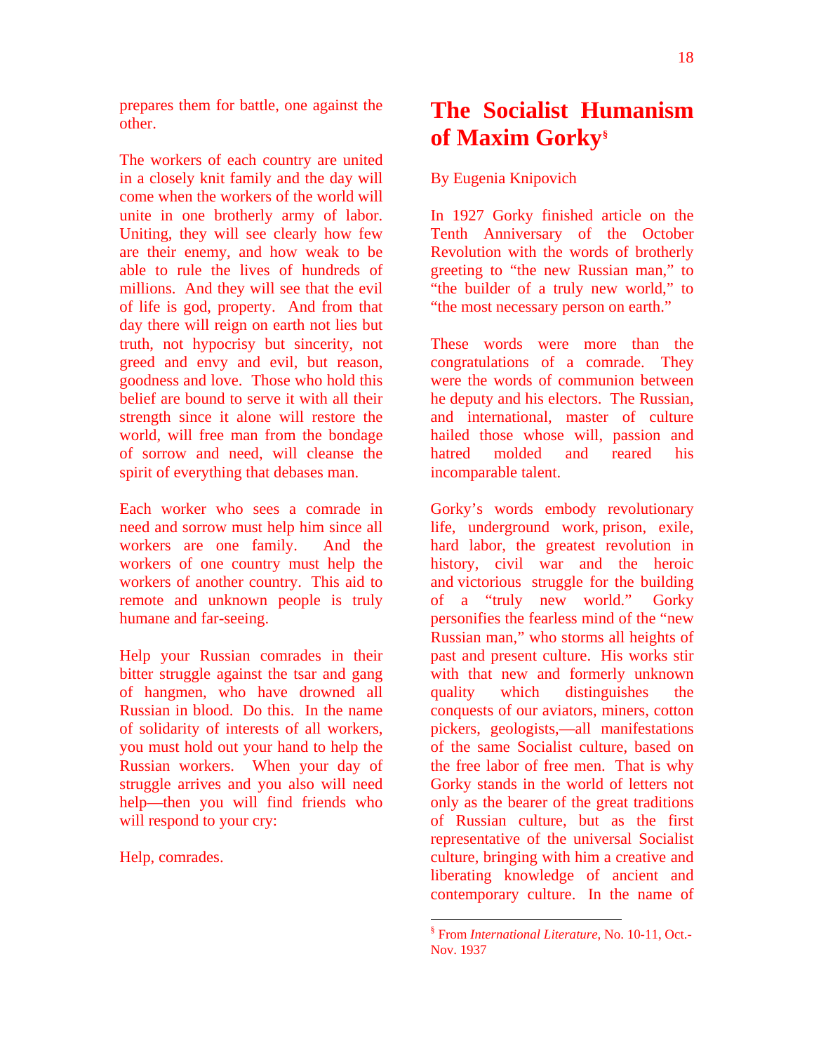prepares them for battle, one against the other.

The workers of each country are united in a closely knit family and the day will come when the workers of the world will unite in one brotherly army of labor. Uniting, they will see clearly how few are their enemy, and how weak to be able to rule the lives of hundreds of millions. And they will see that the evil of life is god, property. And from that day there will reign on earth not lies but truth, not hypocrisy but sincerity, not greed and envy and evil, but reason, goodness and love. Those who hold this belief are bound to serve it with all their strength since it alone will restore the world, will free man from the bondage of sorrow and need, will cleanse the spirit of everything that debases man.

Each worker who sees a comrade in need and sorrow must help him since all workers are one family. And the workers of one country must help the workers of another country. This aid to remote and unknown people is truly humane and far-seeing.

Help your Russian comrades in their bitter struggle against the tsar and gang of hangmen, who have drowned all Russian in blood. Do this. In the name of solidarity of interests of all workers, you must hold out your hand to help the Russian workers. When your day of struggle arrives and you also will need help—then you will find friends who will respond to your cry:

Help, comrades.

# The Socialist Humanism of Maxim Gorky[§]

By Eugenia Knipovich

In 1927 Gorky finished article on the Tenth Anniversary of the October Revolution with the words of brotherly greeting to "the new Russian man," to "the builder of a truly new world," to "the most necessary person on earth."

These words were more than the congratulations of a comrade. They were the words of communion between he deputy and his electors. The Russian, and international, master of culture hailed those whose will, passion and hatred molded and reared his incomparable talent.

Gorky's words embody revolutionary life, underground work, prison, exile, hard labor, the greatest revolution in history, civil war and the heroic and victorious struggle for the building of a "truly new world." Gorky personifies the fearless mind of the "new Russian man," who storms all heights of past and present culture. His works stir with that new and formerly unknown quality which distinguishes the conquests of our aviators, miners, cotton pickers, geologists,—all manifestations of the same Socialist culture, based on the free labor of free men. That is why Gorky stands in the world of letters not only as the bearer of the great traditions of Russian culture, but as the first representative of the universal Socialist culture, bringing with him a creative and liberating knowledge of ancient and contemporary culture. In the name of

[§] From *International Literature*, No. 10-11, Oct.-Nov. 1937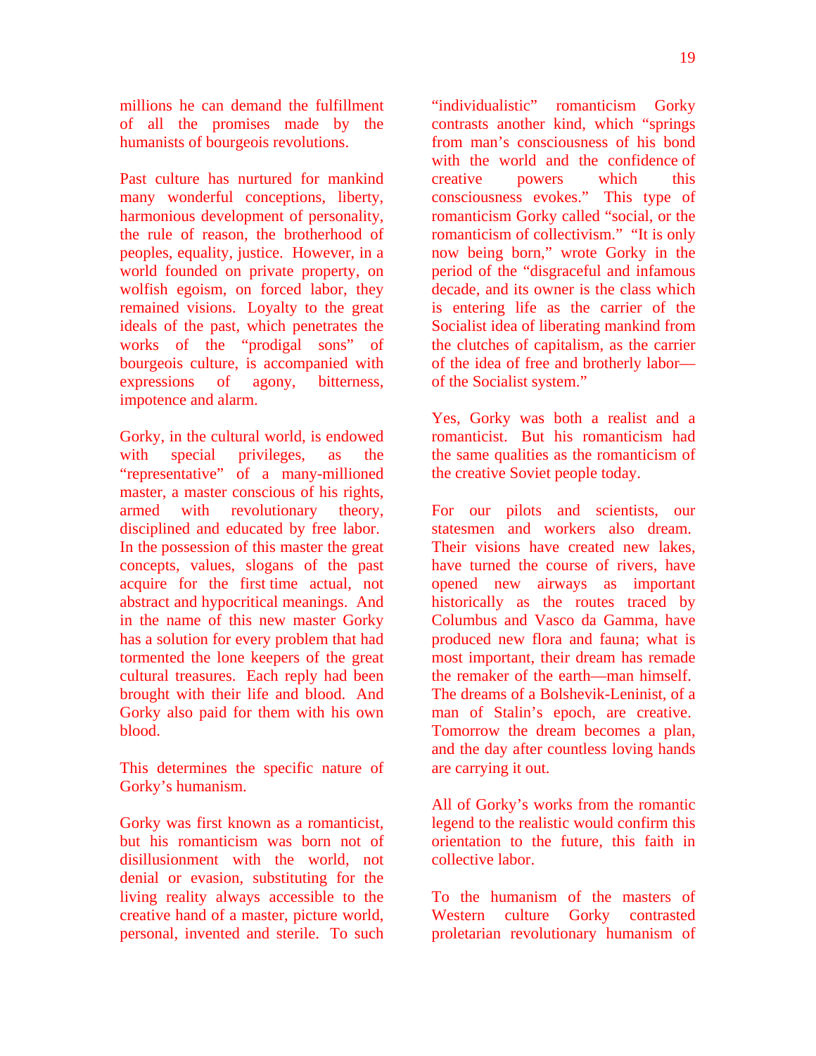millions he can demand the fulfillment of all the promises made by the humanists of bourgeois revolutions.

Past culture has nurtured for mankind many wonderful conceptions, liberty, harmonious development of personality, the rule of reason, the brotherhood of peoples, equality, justice. However, in a world founded on private property, on wolfish egoism, on forced labor, they remained visions. Loyalty to the great ideals of the past, which penetrates the works of the "prodigal sons" of bourgeois culture, is accompanied with expressions of agony, bitterness, impotence and alarm.

Gorky, in the cultural world, is endowed with special privileges, as the "representative" of a many-millioned master, a master conscious of his rights, armed with revolutionary theory, disciplined and educated by free labor. In the possession of this master the great concepts, values, slogans of the past acquire for the first time actual, not abstract and hypocritical meanings. And in the name of this new master Gorky has a solution for every problem that had tormented the lone keepers of the great cultural treasures. Each reply had been brought with their life and blood. And Gorky also paid for them with his own blood.

This determines the specific nature of Gorky's humanism.

Gorky was first known as a romanticist, but his romanticism was born not of disillusionment with the world, not denial or evasion, substituting for the living reality always accessible to the creative hand of a master, picture world, personal, invented and sterile. To such "individualistic" romanticism Gorky contrasts another kind, which "springs from man's consciousness of his bond with the world and the confidence of creative powers which this consciousness evokes." This type of romanticism Gorky called "social, or the romanticism of collectivism." "It is only now being born," wrote Gorky in the period of the "disgraceful and infamous decade, and its owner is the class which is entering life as the carrier of the Socialist idea of liberating mankind from the clutches of capitalism, as the carrier of the idea of free and brotherly labor—of the Socialist system."

Yes, Gorky was both a realist and a romanticist. But his romanticism had the same qualities as the romanticism of the creative Soviet people today.

For our pilots and scientists, our statesmen and workers also dream. Their visions have created new lakes, have turned the course of rivers, have opened new airways as important historically as the routes traced by Columbus and Vasco da Gamma, have produced new flora and fauna; what is most important, their dream has remade the remaker of the earth—man himself. The dreams of a Bolshevik-Leninist, of a man of Stalin's epoch, are creative. Tomorrow the dream becomes a plan, and the day after countless loving hands are carrying it out.

All of Gorky's works from the romantic legend to the realistic would confirm this orientation to the future, this faith in collective labor.

To the humanism of the masters of Western culture Gorky contrasted proletarian revolutionary humanism of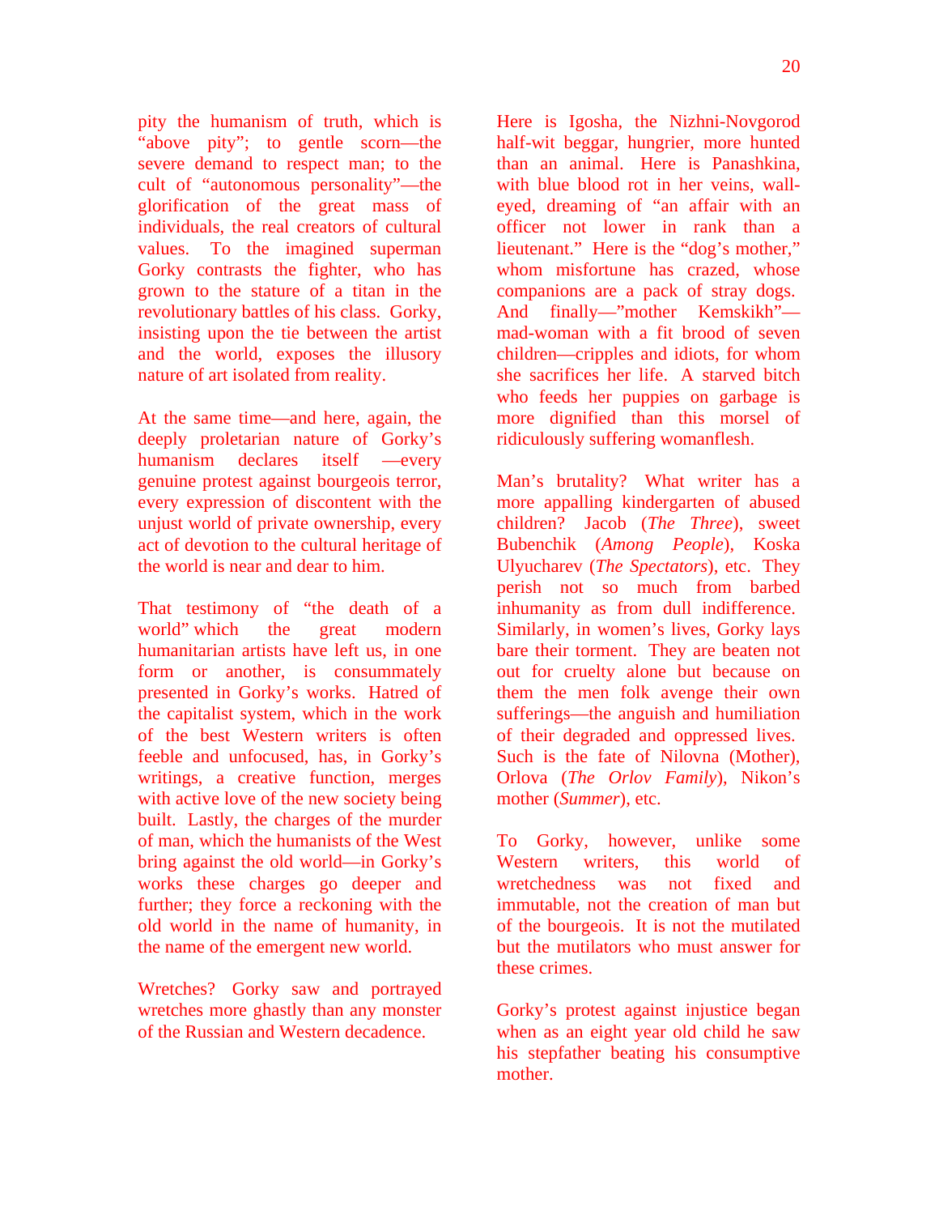pity the humanism of truth, which is "above pity"; to gentle scorn—the severe demand to respect man; to the cult of "autonomous personality"—the glorification of the great mass of individuals, the real creators of cultural values. To the imagined superman Gorky contrasts the fighter, who has grown to the stature of a titan in the revolutionary battles of his class. Gorky, insisting upon the tie between the artist and the world, exposes the illusory nature of art isolated from reality.

At the same time—and here, again, the deeply proletarian nature of Gorky's humanism declares itself —every genuine protest against bourgeois terror, every expression of discontent with the unjust world of private ownership, every act of devotion to the cultural heritage of the world is near and dear to him.

That testimony of "the death of a world" which the great modern humanitarian artists have left us, in one form or another, is consummately presented in Gorky's works. Hatred of the capitalist system, which in the work of the best Western writers is often feeble and unfocused, has, in Gorky's writings, a creative function, merges with active love of the new society being built. Lastly, the charges of the murder of man, which the humanists of the West bring against the old world—in Gorky's works these charges go deeper and further; they force a reckoning with the old world in the name of humanity, in the name of the emergent new world.

Wretches? Gorky saw and portrayed wretches more ghastly than any monster of the Russian and Western decadence.

Here is Igosha, the Nizhni-Novgorod half-wit beggar, hungrier, more hunted than an animal. Here is Panashkina, with blue blood rot in her veins, wall-eyed, dreaming of "an affair with an officer not lower in rank than a lieutenant." Here is the "dog's mother," whom misfortune has crazed, whose companions are a pack of stray dogs. And finally—"mother Kemskikh"—mad-woman with a fit brood of seven children—cripples and idiots, for whom she sacrifices her life. A starved bitch who feeds her puppies on garbage is more dignified than this morsel of ridiculously suffering womanflesh.

Man's brutality? What writer has a more appalling kindergarten of abused children? Jacob (*The Three*), sweet Bubenchik (*Among People*), Koska Ulyucharev (*The Spectators*), etc. They perish not so much from barbed inhumanity as from dull indifference. Similarly, in women's lives, Gorky lays bare their torment. They are beaten not out for cruelty alone but because on them the men folk avenge their own sufferings—the anguish and humiliation of their degraded and oppressed lives. Such is the fate of Nilovna (Mother), Orlova (*The Orlov Family*), Nikon's mother (*Summer*), etc.

To Gorky, however, unlike some Western writers, this world of wretchedness was not fixed and immutable, not the creation of man but of the bourgeois. It is not the mutilated but the mutilators who must answer for these crimes.

Gorky's protest against injustice began when as an eight year old child he saw his stepfather beating his consumptive mother.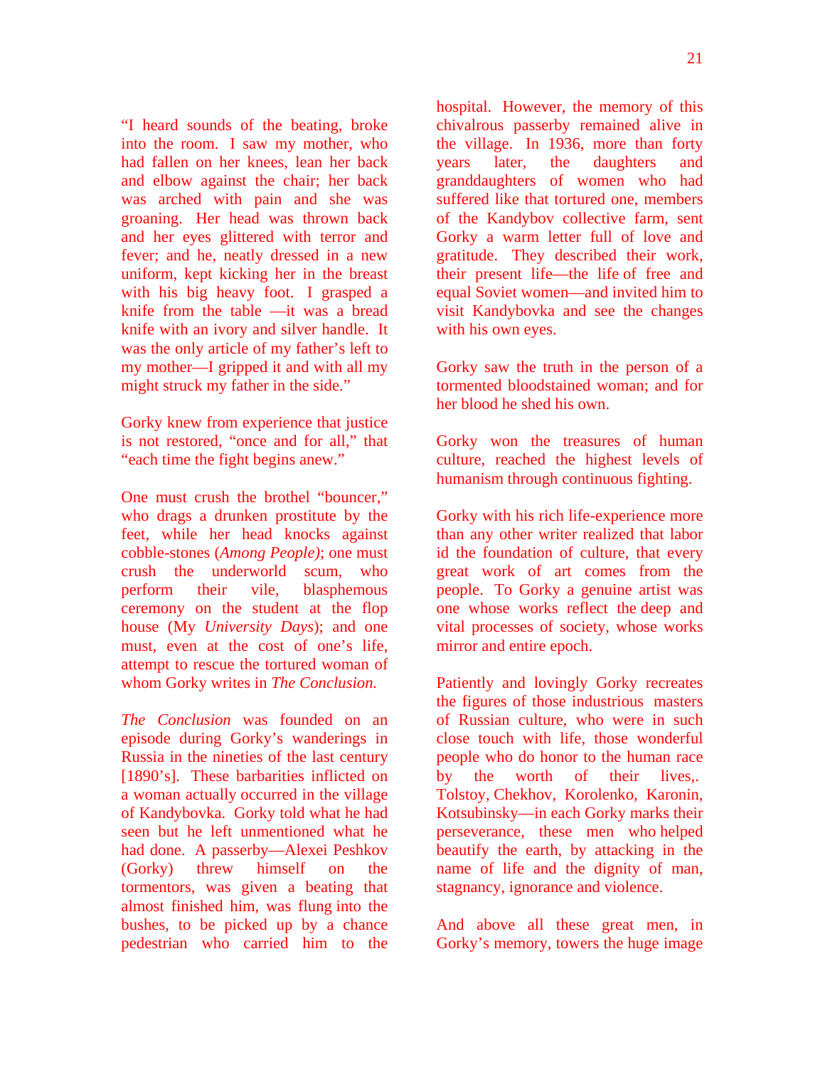"I heard sounds of the beating, broke into the room. I saw my mother, who had fallen on her knees, lean her back and elbow against the chair; her back was arched with pain and she was groaning. Her head was thrown back and her eyes glittered with terror and fever; and he, neatly dressed in a new uniform, kept kicking her in the breast with his big heavy foot. I grasped a knife from the table —it was a bread knife with an ivory and silver handle. It was the only article of my father's left to my mother—I gripped it and with all my might struck my father in the side."

Gorky knew from experience that justice is not restored, "once and for all," that "each time the fight begins anew."

One must crush the brothel "bouncer," who drags a drunken prostitute by the feet, while her head knocks against cobble-stones (*Among People)*; one must crush the underworld scum, who perform their vile, blasphemous ceremony on the student at the flop house (My *University Days*); and one must, even at the cost of one's life, attempt to rescue the tortured woman of whom Gorky writes in *The Conclusion.*

*The Conclusion* was founded on an episode during Gorky's wanderings in Russia in the nineties of the last century [1890's]. These barbarities inflicted on a woman actually occurred in the village of Kandybovka. Gorky told what he had seen but he left unmentioned what he had done. A passerby—Alexei Peshkov (Gorky) threw himself on the tormentors, was given a beating that almost finished him, was flung into the bushes, to be picked up by a chance pedestrian who carried him to the hospital. However, the memory of this chivalrous passerby remained alive in the village. In 1936, more than forty years later, the daughters and granddaughters of women who had suffered like that tortured one, members of the Kandybov collective farm, sent Gorky a warm letter full of love and gratitude. They described their work, their present life—the life of free and equal Soviet women—and invited him to visit Kandybovka and see the changes with his own eyes.

Gorky saw the truth in the person of a tormented bloodstained woman; and for her blood he shed his own.

Gorky won the treasures of human culture, reached the highest levels of humanism through continuous fighting.

Gorky with his rich life-experience more than any other writer realized that labor id the foundation of culture, that every great work of art comes from the people. To Gorky a genuine artist was one whose works reflect the deep and vital processes of society, whose works mirror and entire epoch.

Patiently and lovingly Gorky recreates the figures of those industrious masters of Russian culture, who were in such close touch with life, those wonderful people who do honor to the human race by the worth of their lives,. Tolstoy, Chekhov, Korolenko, Karonin, Kotsubinsky—in each Gorky marks their perseverance, these men who helped beautify the earth, by attacking in the name of life and the dignity of man, stagnancy, ignorance and violence.

And above all these great men, in Gorky's memory, towers the huge image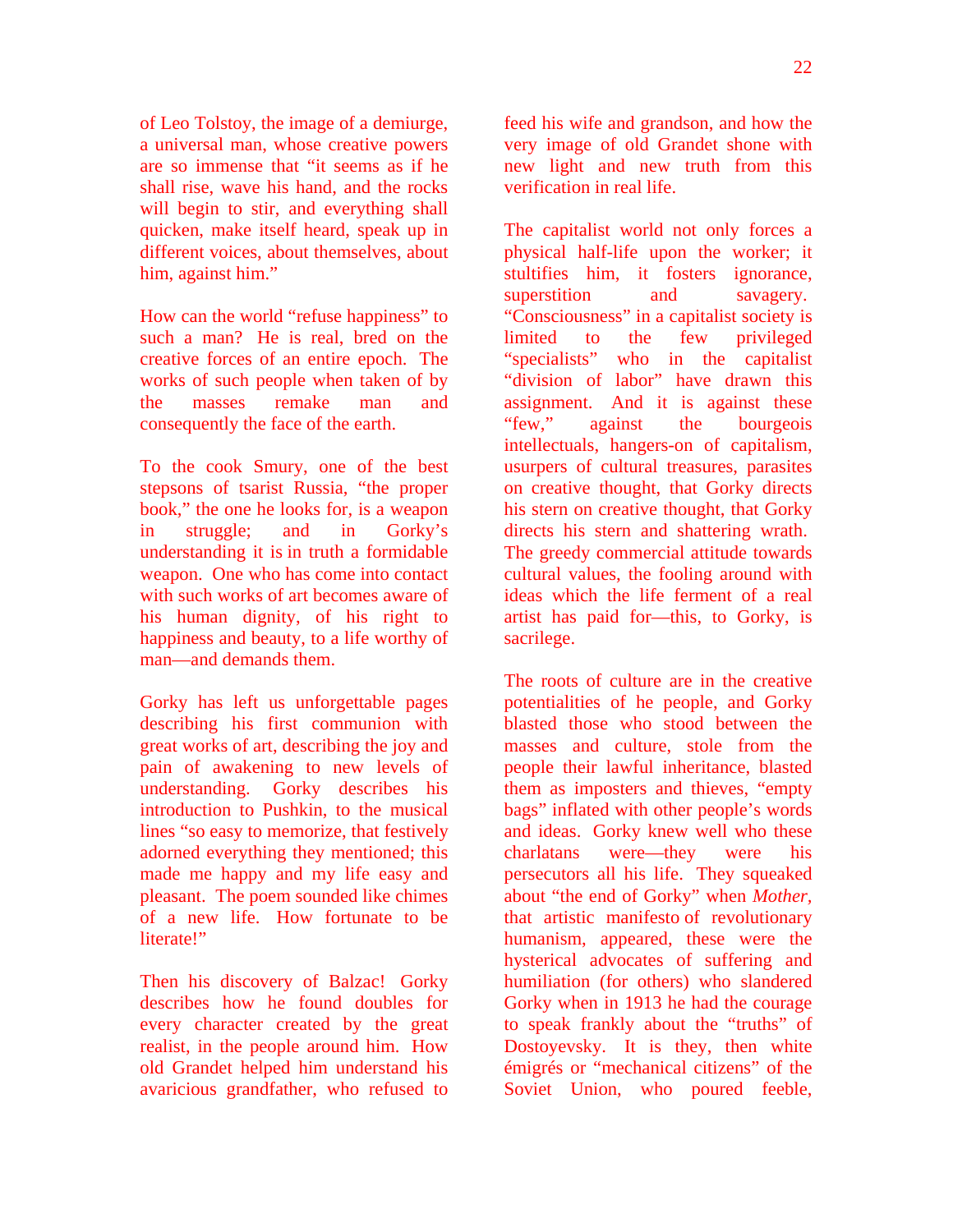of Leo Tolstoy, the image of a demiurge, a universal man, whose creative powers are so immense that "it seems as if he shall rise, wave his hand, and the rocks will begin to stir, and everything shall quicken, make itself heard, speak up in different voices, about themselves, about him, against him."

How can the world "refuse happiness" to such a man? He is real, bred on the creative forces of an entire epoch. The works of such people when taken of by the masses remake man and consequently the face of the earth.

To the cook Smury, one of the best stepsons of tsarist Russia, "the proper book," the one he looks for, is a weapon in struggle; and in Gorky's understanding it is in truth a formidable weapon. One who has come into contact with such works of art becomes aware of his human dignity, of his right to happiness and beauty, to a life worthy of man—and demands them.

Gorky has left us unforgettable pages describing his first communion with great works of art, describing the joy and pain of awakening to new levels of understanding. Gorky describes his introduction to Pushkin, to the musical lines "so easy to memorize, that festively adorned everything they mentioned; this made me happy and my life easy and pleasant. The poem sounded like chimes of a new life. How fortunate to be literate!"

Then his discovery of Balzac! Gorky describes how he found doubles for every character created by the great realist, in the people around him. How old Grandet helped him understand his avaricious grandfather, who refused to feed his wife and grandson, and how the very image of old Grandet shone with new light and new truth from this verification in real life.

The capitalist world not only forces a physical half-life upon the worker; it stultifies him, it fosters ignorance, superstition and savagery. "Consciousness" in a capitalist society is limited to the few privileged "specialists" who in the capitalist "division of labor" have drawn this assignment. And it is against these "few," against the bourgeois intellectuals, hangers-on of capitalism, usurpers of cultural treasures, parasites on creative thought, that Gorky directs his stern on creative thought, that Gorky directs his stern and shattering wrath. The greedy commercial attitude towards cultural values, the fooling around with ideas which the life ferment of a real artist has paid for—this, to Gorky, is sacrilege.

The roots of culture are in the creative potentialities of he people, and Gorky blasted those who stood between the masses and culture, stole from the people their lawful inheritance, blasted them as imposters and thieves, "empty bags" inflated with other people's words and ideas. Gorky knew well who these charlatans were—they were his persecutors all his life. They squeaked about "the end of Gorky" when *Mother*, that artistic manifesto of revolutionary humanism, appeared, these were the hysterical advocates of suffering and humiliation (for others) who slandered Gorky when in 1913 he had the courage to speak frankly about the "truths" of Dostoyevsky. It is they, then white émigrés or "mechanical citizens" of the Soviet Union, who poured feeble,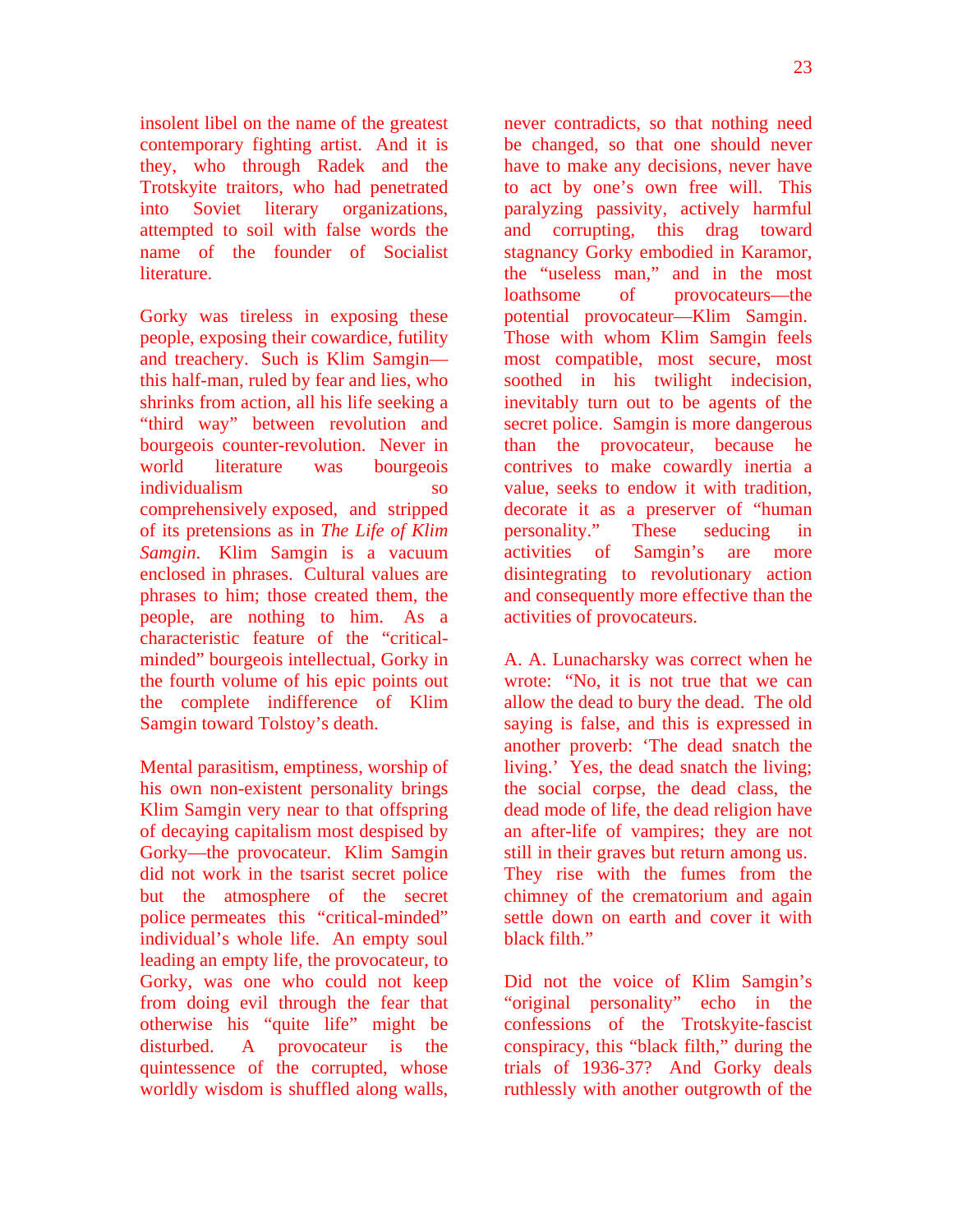insolent libel on the name of the greatest contemporary fighting artist. And it is they, who through Radek and the Trotskyite traitors, who had penetrated into Soviet literary organizations, attempted to soil with false words the name of the founder of Socialist literature.

Gorky was tireless in exposing these people, exposing their cowardice, futility and treachery. Such is Klim Samgin—this half-man, ruled by fear and lies, who shrinks from action, all his life seeking a "third way" between revolution and bourgeois counter-revolution. Never in world literature was bourgeois individualism so comprehensively exposed, and stripped of its pretensions as in *The Life of Klim Samgin*. Klim Samgin is a vacuum enclosed in phrases. Cultural values are phrases to him; those created them, the people, are nothing to him. As a characteristic feature of the "critical-minded" bourgeois intellectual, Gorky in the fourth volume of his epic points out the complete indifference of Klim Samgin toward Tolstoy's death.

Mental parasitism, emptiness, worship of his own non-existent personality brings Klim Samgin very near to that offspring of decaying capitalism most despised by Gorky—the provocateur. Klim Samgin did not work in the tsarist secret police but the atmosphere of the secret police permeates this "critical-minded" individual's whole life. An empty soul leading an empty life, the provocateur, to Gorky, was one who could not keep from doing evil through the fear that otherwise his "quite life" might be disturbed. A provocateur is the quintessence of the corrupted, whose worldly wisdom is shuffled along walls, never contradicts, so that nothing need be changed, so that one should never have to make any decisions, never have to act by one's own free will. This paralyzing passivity, actively harmful and corrupting, this drag toward stagnancy Gorky embodied in Karamor, the "useless man," and in the most loathsome of provocateurs—the potential provocateur—Klim Samgin. Those with whom Klim Samgin feels most compatible, most secure, most soothed in his twilight indecision, inevitably turn out to be agents of the secret police. Samgin is more dangerous than the provocateur, because he contrives to make cowardly inertia a value, seeks to endow it with tradition, decorate it as a preserver of "human personality." These seducing in activities of Samgin's are more disintegrating to revolutionary action and consequently more effective than the activities of provocateurs.

A. A. Lunacharsky was correct when he wrote: "No, it is not true that we can allow the dead to bury the dead. The old saying is false, and this is expressed in another proverb: 'The dead snatch the living.' Yes, the dead snatch the living; the social corpse, the dead class, the dead mode of life, the dead religion have an after-life of vampires; they are not still in their graves but return among us. They rise with the fumes from the chimney of the crematorium and again settle down on earth and cover it with black filth."

Did not the voice of Klim Samgin's "original personality" echo in the confessions of the Trotskyite-fascist conspiracy, this "black filth," during the trials of 1936-37? And Gorky deals ruthlessly with another outgrowth of the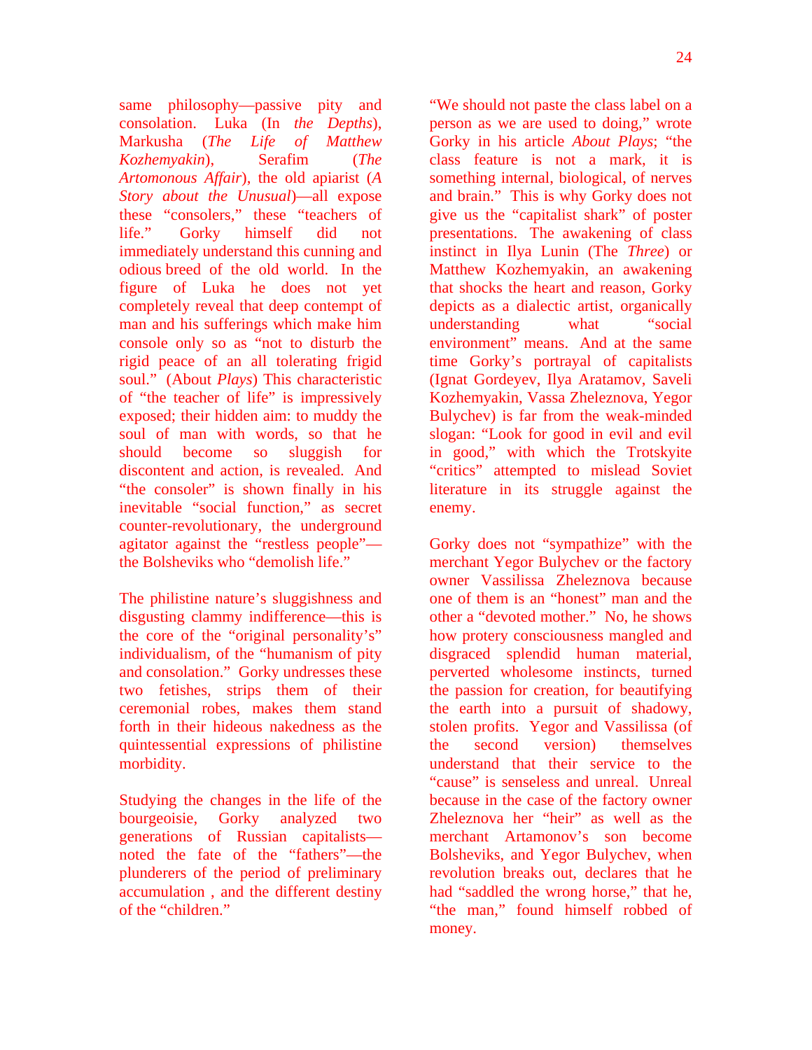same philosophy—passive pity and consolation. Luka (In *the Depths*), Markusha (*The Life of Matthew Kozhemyakin*), Serafim (*The Artomonous Affair*), the old apiarist (*A Story about the Unusual*)—all expose these "consolers," these "teachers of life." Gorky himself did not immediately understand this cunning and odious breed of the old world. In the figure of Luka he does not yet completely reveal that deep contempt of man and his sufferings which make him console only so as "not to disturb the rigid peace of an all tolerating frigid soul." (About *Plays*) This characteristic of "the teacher of life" is impressively exposed; their hidden aim: to muddy the soul of man with words, so that he should become so sluggish for discontent and action, is revealed. And "the consoler" is shown finally in his inevitable "social function," as secret counter-revolutionary, the underground agitator against the "restless people"—the Bolsheviks who "demolish life."

The philistine nature's sluggishness and disgusting clammy indifference—this is the core of the "original personality's" individualism, of the "humanism of pity and consolation." Gorky undresses these two fetishes, strips them of their ceremonial robes, makes them stand forth in their hideous nakedness as the quintessential expressions of philistine morbidity.

Studying the changes in the life of the bourgeoisie, Gorky analyzed two generations of Russian capitalists—noted the fate of the "fathers"—the plunderers of the period of preliminary accumulation , and the different destiny of the "children."

"We should not paste the class label on a person as we are used to doing," wrote Gorky in his article *About Plays*; "the class feature is not a mark, it is something internal, biological, of nerves and brain." This is why Gorky does not give us the "capitalist shark" of poster presentations. The awakening of class instinct in Ilya Lunin (The *Three*) or Matthew Kozhemyakin, an awakening that shocks the heart and reason, Gorky depicts as a dialectic artist, organically understanding what "social environment" means. And at the same time Gorky's portrayal of capitalists (Ignat Gordeyev, Ilya Aratamov, Saveli Kozhemyakin, Vassa Zheleznova, Yegor Bulychev) is far from the weak-minded slogan: "Look for good in evil and evil in good," with which the Trotskyite "critics" attempted to mislead Soviet literature in its struggle against the enemy.

Gorky does not "sympathize" with the merchant Yegor Bulychev or the factory owner Vassilissa Zheleznova because one of them is an "honest" man and the other a "devoted mother." No, he shows how protery consciousness mangled and disgraced splendid human material, perverted wholesome instincts, turned the passion for creation, for beautifying the earth into a pursuit of shadowy, stolen profits. Yegor and Vassilissa (of the second version) themselves understand that their service to the "cause" is senseless and unreal. Unreal because in the case of the factory owner Zheleznova her "heir" as well as the merchant Artamonov's son become Bolsheviks, and Yegor Bulychev, when revolution breaks out, declares that he had "saddled the wrong horse," that he, "the man," found himself robbed of money.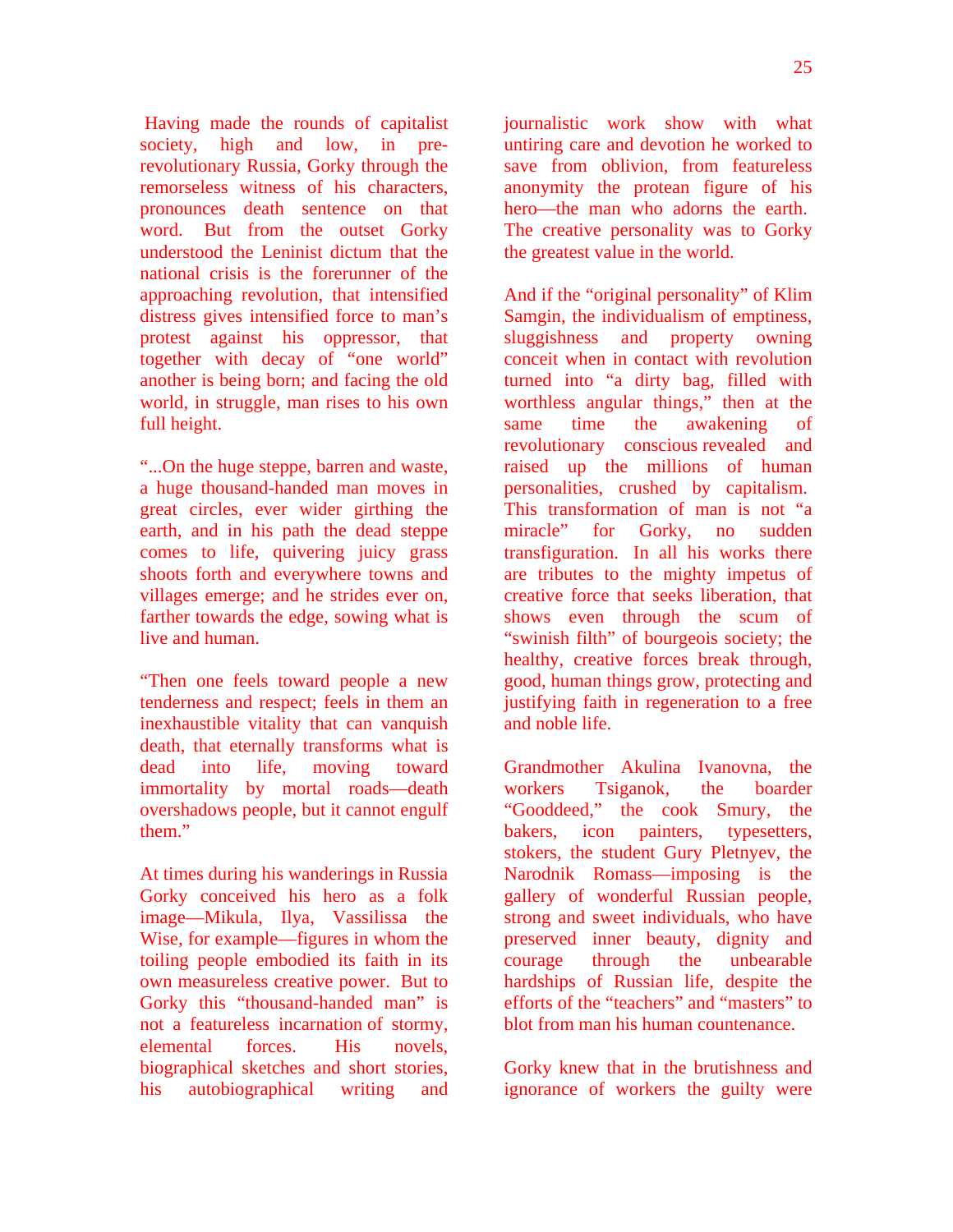Having made the rounds of capitalist society, high and low, in pre-revolutionary Russia, Gorky through the remorseless witness of his characters, pronounces death sentence on that word. But from the outset Gorky understood the Leninist dictum that the national crisis is the forerunner of the approaching revolution, that intensified distress gives intensified force to man's protest against his oppressor, that together with decay of "one world" another is being born; and facing the old world, in struggle, man rises to his own full height.

"...On the huge steppe, barren and waste, a huge thousand-handed man moves in great circles, ever wider girthing the earth, and in his path the dead steppe comes to life, quivering juicy grass shoots forth and everywhere towns and villages emerge; and he strides ever on, farther towards the edge, sowing what is live and human.

"Then one feels toward people a new tenderness and respect; feels in them an inexhaustible vitality that can vanquish death, that eternally transforms what is dead into life, moving toward immortality by mortal roads—death overshadows people, but it cannot engulf them."

At times during his wanderings in Russia Gorky conceived his hero as a folk image—Mikula, Ilya, Vassilissa the Wise, for example—figures in whom the toiling people embodied its faith in its own measureless creative power. But to Gorky this "thousand-handed man" is not a featureless incarnation of stormy, elemental forces. His novels, biographical sketches and short stories, his autobiographical writing and journalistic work show with what untiring care and devotion he worked to save from oblivion, from featureless anonymity the protean figure of his hero—the man who adorns the earth. The creative personality was to Gorky the greatest value in the world.

And if the "original personality" of Klim Samgin, the individualism of emptiness, sluggishness and property owning conceit when in contact with revolution turned into "a dirty bag, filled with worthless angular things," then at the same time the awakening of revolutionary conscious revealed and raised up the millions of human personalities, crushed by capitalism. This transformation of man is not "a miracle" for Gorky, no sudden transfiguration. In all his works there are tributes to the mighty impetus of creative force that seeks liberation, that shows even through the scum of "swinish filth" of bourgeois society; the healthy, creative forces break through, good, human things grow, protecting and justifying faith in regeneration to a free and noble life.

Grandmother Akulina Ivanovna, the workers Tsiganok, the boarder "Gooddeed," the cook Smury, the bakers, icon painters, typesetters, stokers, the student Gury Pletnyev, the Narodnik Romass—imposing is the gallery of wonderful Russian people, strong and sweet individuals, who have preserved inner beauty, dignity and courage through the unbearable hardships of Russian life, despite the efforts of the "teachers" and "masters" to blot from man his human countenance.

Gorky knew that in the brutishness and ignorance of workers the guilty were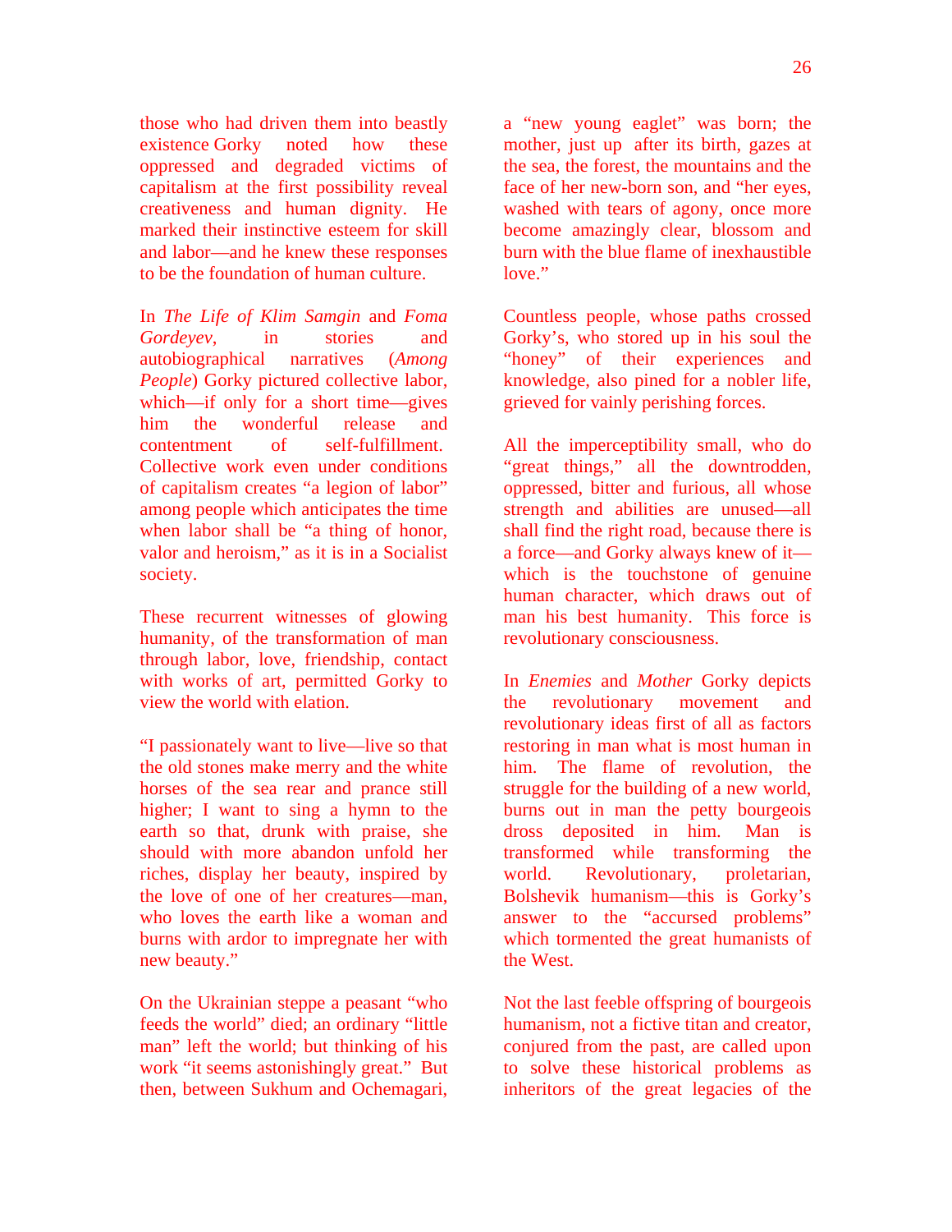those who had driven them into beastly existence Gorky noted how these oppressed and degraded victims of capitalism at the first possibility reveal creativeness and human dignity. He marked their instinctive esteem for skill and labor—and he knew these responses to be the foundation of human culture.

In *The Life of Klim Samgin* and *Foma Gordeyev*, in stories and autobiographical narratives (*Among People*) Gorky pictured collective labor, which—if only for a short time—gives him the wonderful release and contentment of self-fulfillment. Collective work even under conditions of capitalism creates "a legion of labor" among people which anticipates the time when labor shall be "a thing of honor, valor and heroism," as it is in a Socialist society.

These recurrent witnesses of glowing humanity, of the transformation of man through labor, love, friendship, contact with works of art, permitted Gorky to view the world with elation.

"I passionately want to live—live so that the old stones make merry and the white horses of the sea rear and prance still higher; I want to sing a hymn to the earth so that, drunk with praise, she should with more abandon unfold her riches, display her beauty, inspired by the love of one of her creatures—man, who loves the earth like a woman and burns with ardor to impregnate her with new beauty."

On the Ukrainian steppe a peasant "who feeds the world" died; an ordinary "little man" left the world; but thinking of his work "it seems astonishingly great." But then, between Sukhum and Ochemagari, a "new young eaglet" was born; the mother, just up after its birth, gazes at the sea, the forest, the mountains and the face of her new-born son, and "her eyes, washed with tears of agony, once more become amazingly clear, blossom and burn with the blue flame of inexhaustible love."

Countless people, whose paths crossed Gorky's, who stored up in his soul the "honey" of their experiences and knowledge, also pined for a nobler life, grieved for vainly perishing forces.

All the imperceptibility small, who do "great things," all the downtrodden, oppressed, bitter and furious, all whose strength and abilities are unused—all shall find the right road, because there is a force—and Gorky always knew of it—which is the touchstone of genuine human character, which draws out of man his best humanity. This force is revolutionary consciousness.

In *Enemies* and *Mother* Gorky depicts the revolutionary movement and revolutionary ideas first of all as factors restoring in man what is most human in him. The flame of revolution, the struggle for the building of a new world, burns out in man the petty bourgeois dross deposited in him. Man is transformed while transforming the world. Revolutionary, proletarian, Bolshevik humanism—this is Gorky's answer to the "accursed problems" which tormented the great humanists of the West.

Not the last feeble offspring of bourgeois humanism, not a fictive titan and creator, conjured from the past, are called upon to solve these historical problems as inheritors of the great legacies of the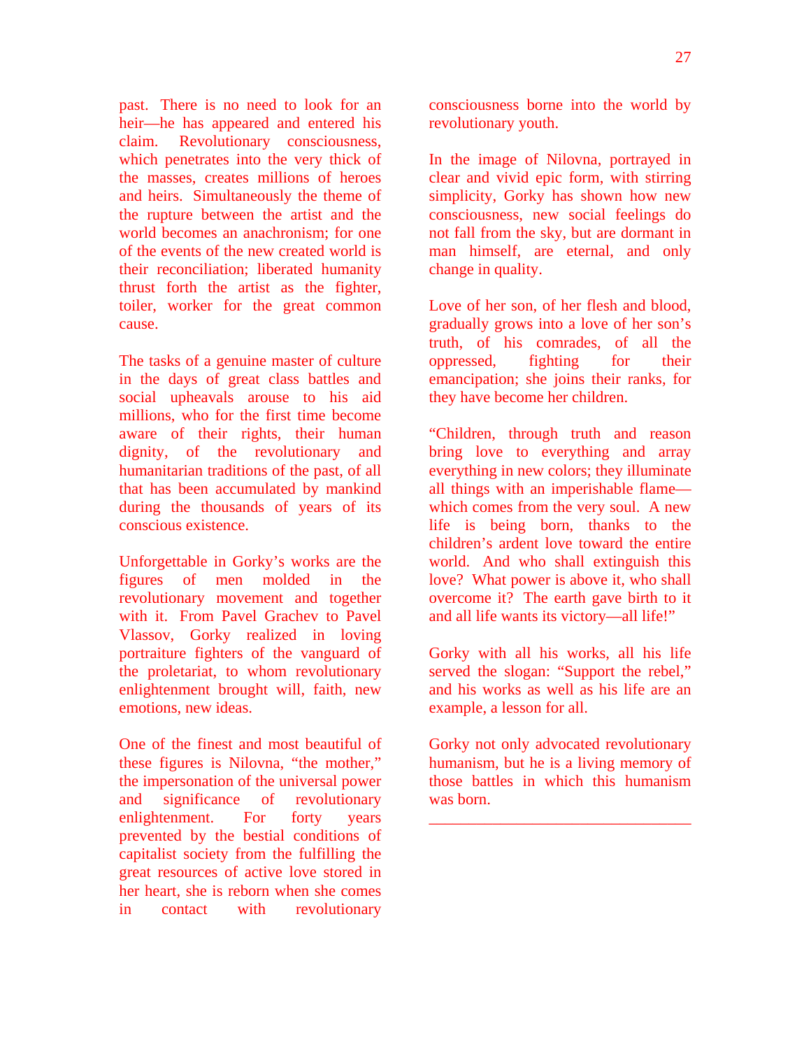past. There is no need to look for an heir—he has appeared and entered his claim. Revolutionary consciousness, which penetrates into the very thick of the masses, creates millions of heroes and heirs. Simultaneously the theme of the rupture between the artist and the world becomes an anachronism; for one of the events of the new created world is their reconciliation; liberated humanity thrust forth the artist as the fighter, toiler, worker for the great common cause.

The tasks of a genuine master of culture in the days of great class battles and social upheavals arouse to his aid millions, who for the first time become aware of their rights, their human dignity, of the revolutionary and humanitarian traditions of the past, of all that has been accumulated by mankind during the thousands of years of its conscious existence.

Unforgettable in Gorky's works are the figures of men molded in the revolutionary movement and together with it. From Pavel Grachev to Pavel Vlassov, Gorky realized in loving portraiture fighters of the vanguard of the proletariat, to whom revolutionary enlightenment brought will, faith, new emotions, new ideas.

One of the finest and most beautiful of these figures is Nilovna, "the mother," the impersonation of the universal power and significance of revolutionary enlightenment. For forty years prevented by the bestial conditions of capitalist society from the fulfilling the great resources of active love stored in her heart, she is reborn when she comes in contact with revolutionary consciousness borne into the world by revolutionary youth.

In the image of Nilovna, portrayed in clear and vivid epic form, with stirring simplicity, Gorky has shown how new consciousness, new social feelings do not fall from the sky, but are dormant in man himself, are eternal, and only change in quality.

Love of her son, of her flesh and blood, gradually grows into a love of her son's truth, of his comrades, of all the oppressed, fighting for their emancipation; she joins their ranks, for they have become her children.

"Children, through truth and reason bring love to everything and array everything in new colors; they illuminate all things with an imperishable flame—which comes from the very soul. A new life is being born, thanks to the children's ardent love toward the entire world. And who shall extinguish this love? What power is above it, who shall overcome it? The earth gave birth to it and all life wants its victory—all life!"

Gorky with all his works, all his life served the slogan: "Support the rebel," and his works as well as his life are an example, a lesson for all.

Gorky not only advocated revolutionary humanism, but he is a living memory of those battles in which this humanism was born.

---